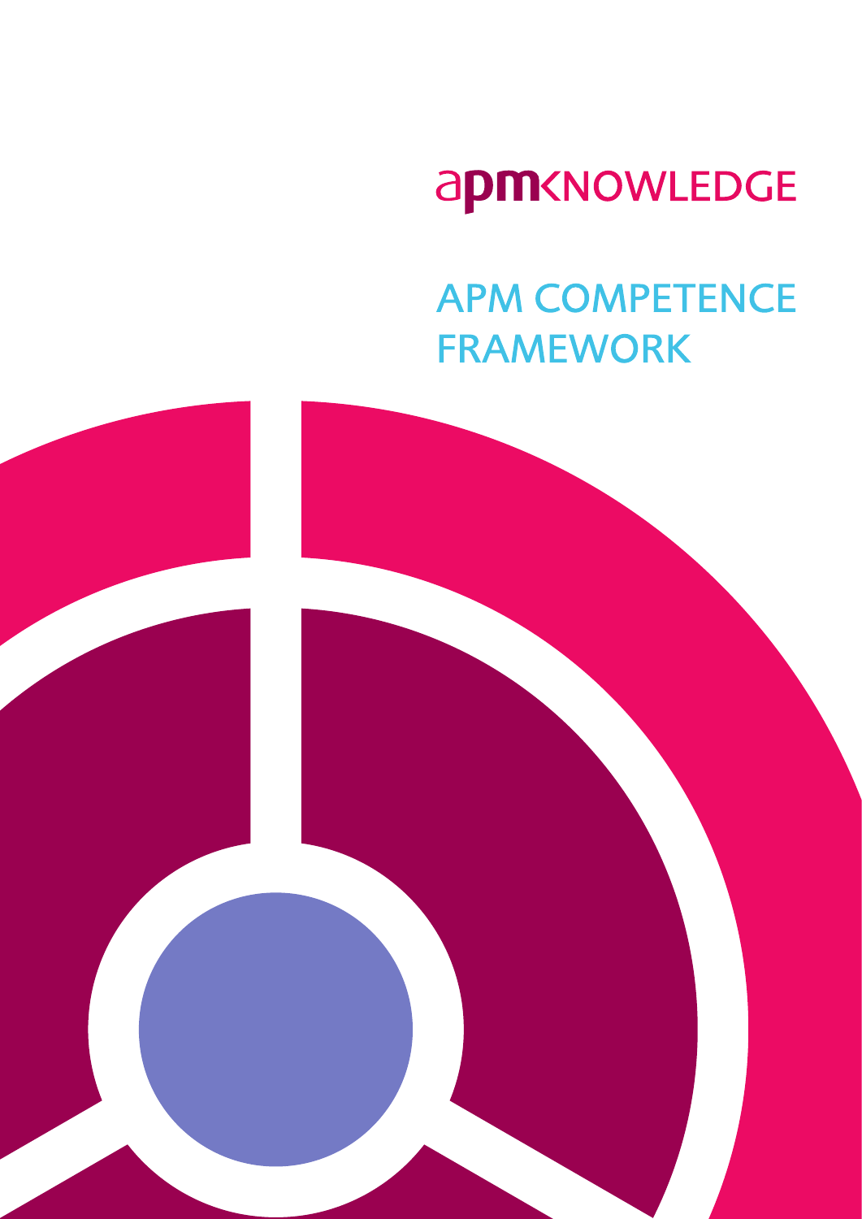apmKNOWLEDGE

# APM COMPETENCE FRAMEWORK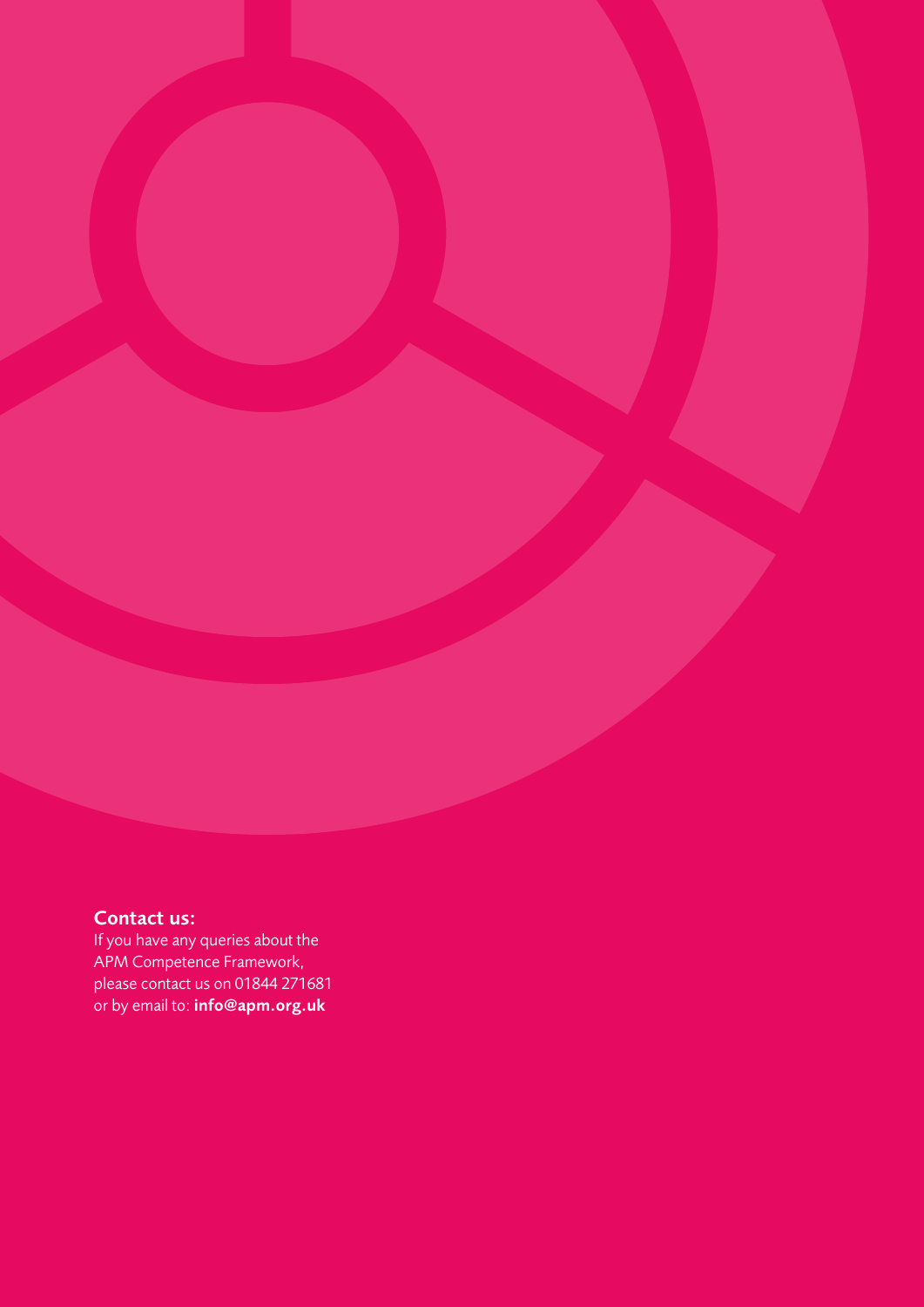**Contact us:**

If you have any queries about the APM Competence Framework, please contact us on 01844 271681 or by email to: **info@apm.org.uk**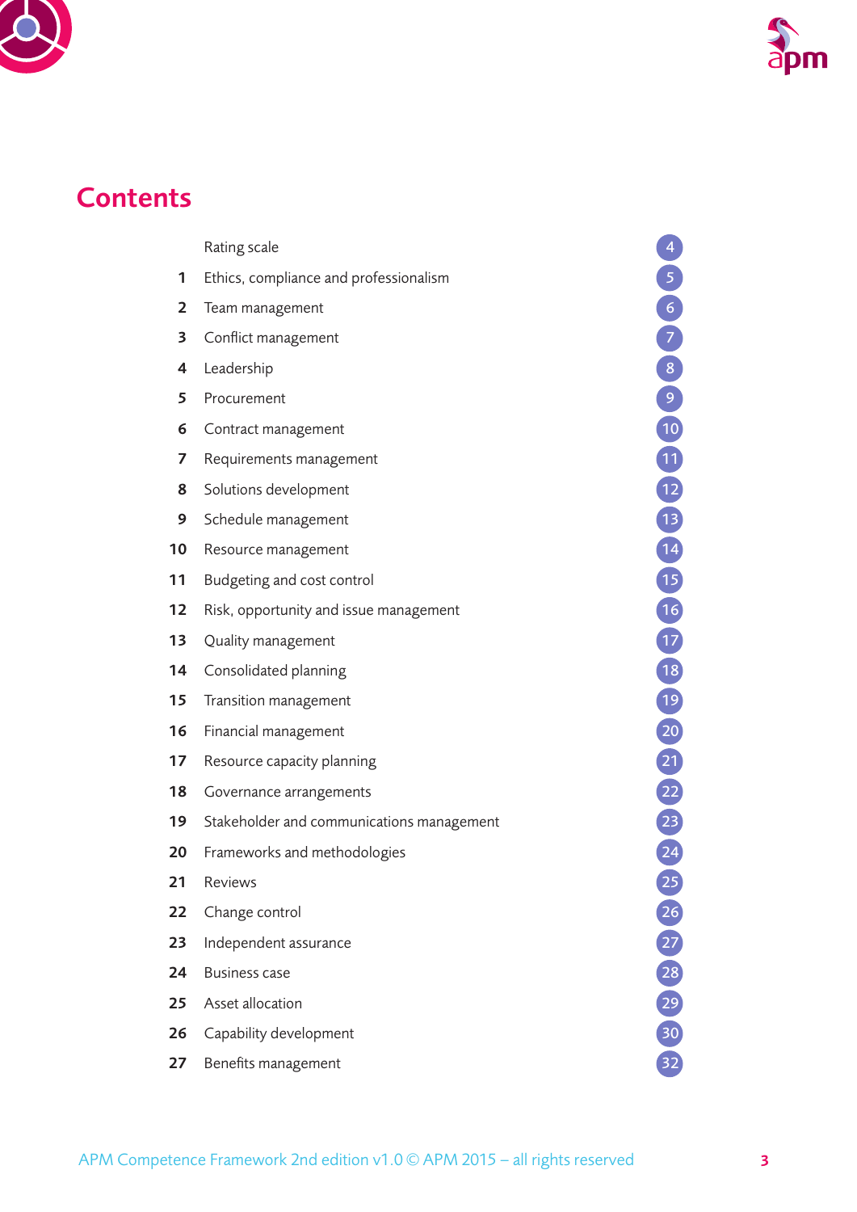# Contents

| | | |
|---|---|---|
| | Rating scale | 4 |
| 1 | Ethics, compliance and professionalism | 5 |
| 2 | Team management | 6 |
| 3 | Conflict management | 7 |
| 4 | Leadership | 8 |
| 5 | Procurement | 9 |
| 6 | Contract management | 10 |
| 7 | Requirements management | 11 |
| 8 | Solutions development | 12 |
| 9 | Schedule management | 13 |
| 10 | Resource management | 14 |
| 11 | Budgeting and cost control | 15 |
| 12 | Risk, opportunity and issue management | 16 |
| 13 | Quality management | 17 |
| 14 | Consolidated planning | 18 |
| 15 | Transition management | 19 |
| 16 | Financial management | 20 |
| 17 | Resource capacity planning | 21 |
| 18 | Governance arrangements | 22 |
| 19 | Stakeholder and communications management | 23 |
| 20 | Frameworks and methodologies | 24 |
| 21 | Reviews | 25 |
| 22 | Change control | 26 |
| 23 | Independent assurance | 27 |
| 24 | Business case | 28 |
| 25 | Asset allocation | 29 |
| 26 | Capability development | 30 |
| 27 | Benefits management | 32 |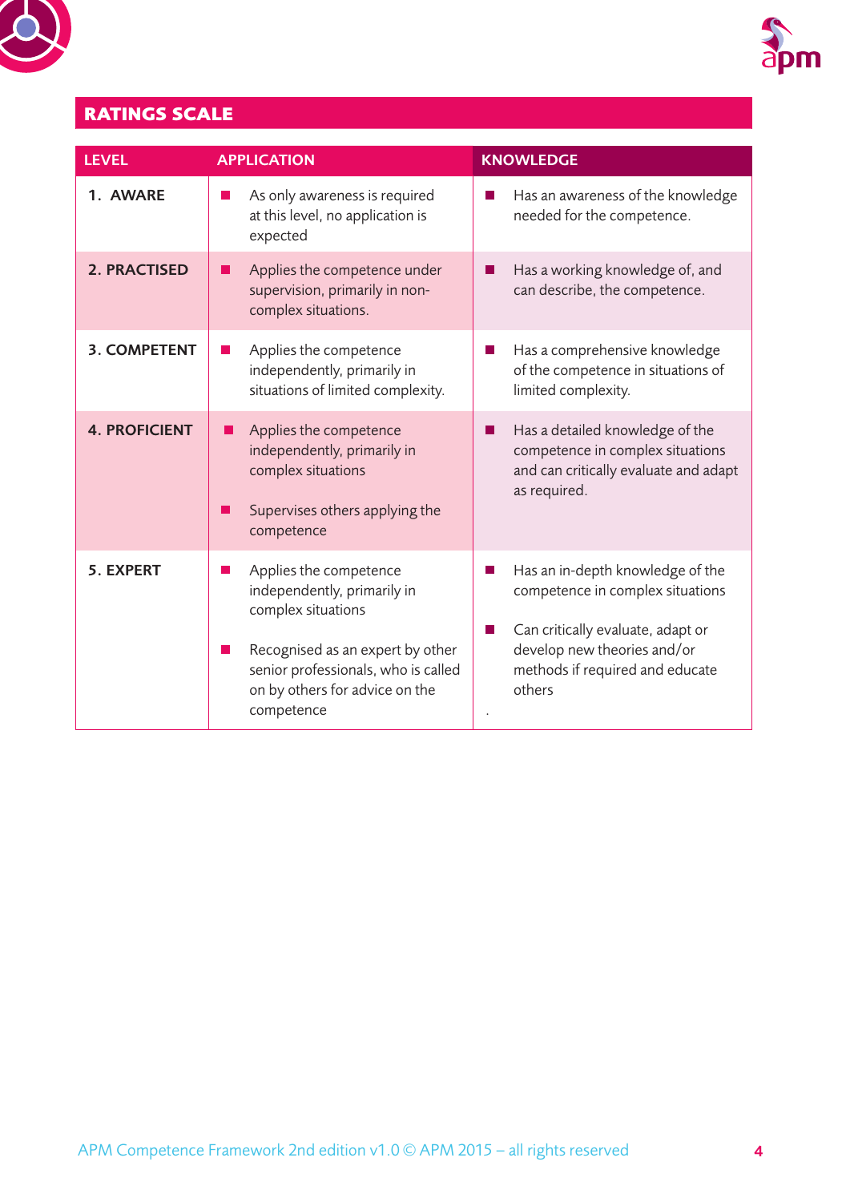## RATINGS SCALE

| LEVEL | APPLICATION | KNOWLEDGE |
|---|---|---|
| 1. AWARE | ■ As only awareness is required at this level, no application is expected | ■ Has an awareness of the knowledge needed for the competence. |
| 2. PRACTISED | ■ Applies the competence under supervision, primarily in non-complex situations. | ■ Has a working knowledge of, and can describe, the competence. |
| 3. COMPETENT | ■ Applies the competence independently, primarily in situations of limited complexity. | ■ Has a comprehensive knowledge of the competence in situations of limited complexity. |
| 4. PROFICIENT | ■ Applies the competence independently, primarily in complex situations<br><br>■ Supervises others applying the competence | ■ Has a detailed knowledge of the competence in complex situations and can critically evaluate and adapt as required. |
| 5. EXPERT | ■ Applies the competence independently, primarily in complex situations<br><br>■ Recognised as an expert by other senior professionals, who is called on by others for advice on the competence | ■ Has an in-depth knowledge of the competence in complex situations<br><br>■ Can critically evaluate, adapt or develop new theories and/or methods if required and educate others<br>. |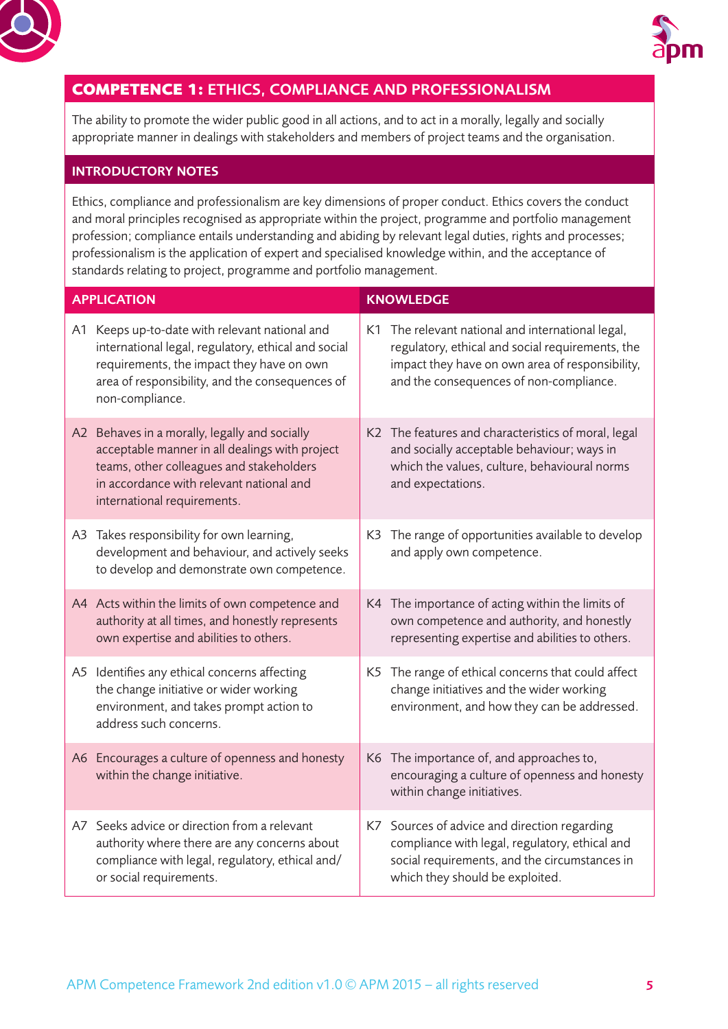## COMPETENCE 1: ETHICS, COMPLIANCE AND PROFESSIONALISM

The ability to promote the wider public good in all actions, and to act in a morally, legally and socially appropriate manner in dealings with stakeholders and members of project teams and the organisation.

### INTRODUCTORY NOTES

Ethics, compliance and professionalism are key dimensions of proper conduct. Ethics covers the conduct and moral principles recognised as appropriate within the project, programme and portfolio management profession; compliance entails understanding and abiding by relevant legal duties, rights and processes; professionalism is the application of expert and specialised knowledge within, and the acceptance of standards relating to project, programme and portfolio management.

| APPLICATION | KNOWLEDGE |
|---|---|
| A1 Keeps up-to-date with relevant national and international legal, regulatory, ethical and social requirements, the impact they have on own area of responsibility, and the consequences of non-compliance. | K1 The relevant national and international legal, regulatory, ethical and social requirements, the impact they have on own area of responsibility, and the consequences of non-compliance. |
| A2 Behaves in a morally, legally and socially acceptable manner in all dealings with project teams, other colleagues and stakeholders in accordance with relevant national and international requirements. | K2 The features and characteristics of moral, legal and socially acceptable behaviour; ways in which the values, culture, behavioural norms and expectations. |
| A3 Takes responsibility for own learning, development and behaviour, and actively seeks to develop and demonstrate own competence. | K3 The range of opportunities available to develop and apply own competence. |
| A4 Acts within the limits of own competence and authority at all times, and honestly represents own expertise and abilities to others. | K4 The importance of acting within the limits of own competence and authority, and honestly representing expertise and abilities to others. |
| A5 Identifies any ethical concerns affecting the change initiative or wider working environment, and takes prompt action to address such concerns. | K5 The range of ethical concerns that could affect change initiatives and the wider working environment, and how they can be addressed. |
| A6 Encourages a culture of openness and honesty within the change initiative. | K6 The importance of, and approaches to, encouraging a culture of openness and honesty within change initiatives. |
| A7 Seeks advice or direction from a relevant authority where there are any concerns about compliance with legal, regulatory, ethical and/or social requirements. | K7 Sources of advice and direction regarding compliance with legal, regulatory, ethical and social requirements, and the circumstances in which they should be exploited. |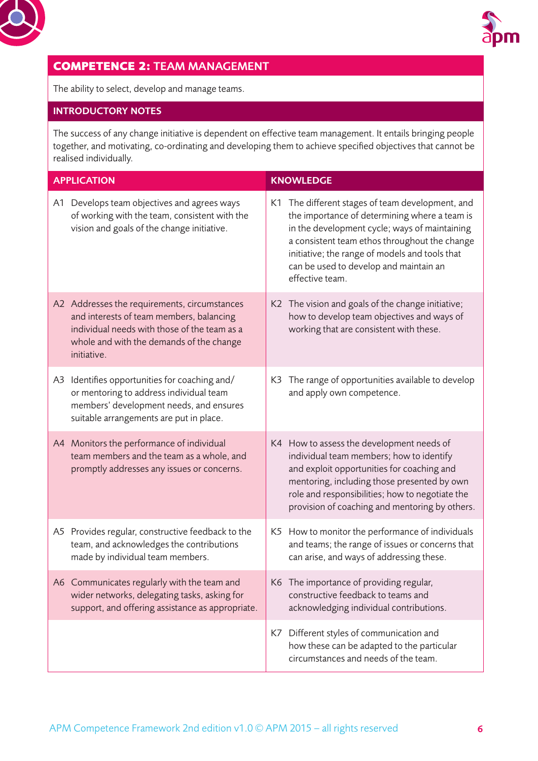## COMPETENCE 2: TEAM MANAGEMENT

The ability to select, develop and manage teams.

### INTRODUCTORY NOTES

The success of any change initiative is dependent on effective team management. It entails bringing people together, and motivating, co-ordinating and developing them to achieve specified objectives that cannot be realised individually.

| APPLICATION | KNOWLEDGE |
|---|---|
| A1 Develops team objectives and agrees ways of working with the team, consistent with the vision and goals of the change initiative. | K1 The different stages of team development, and the importance of determining where a team is in the development cycle; ways of maintaining a consistent team ethos throughout the change initiative; the range of models and tools that can be used to develop and maintain an effective team. |
| A2 Addresses the requirements, circumstances and interests of team members, balancing individual needs with those of the team as a whole and with the demands of the change initiative. | K2 The vision and goals of the change initiative; how to develop team objectives and ways of working that are consistent with these. |
| A3 Identifies opportunities for coaching and/or mentoring to address individual team members' development needs, and ensures suitable arrangements are put in place. | K3 The range of opportunities available to develop and apply own competence. |
| A4 Monitors the performance of individual team members and the team as a whole, and promptly addresses any issues or concerns. | K4 How to assess the development needs of individual team members; how to identify and exploit opportunities for coaching and mentoring, including those presented by own role and responsibilities; how to negotiate the provision of coaching and mentoring by others. |
| A5 Provides regular, constructive feedback to the team, and acknowledges the contributions made by individual team members. | K5 How to monitor the performance of individuals and teams; the range of issues or concerns that can arise, and ways of addressing these. |
| A6 Communicates regularly with the team and wider networks, delegating tasks, asking for support, and offering assistance as appropriate. | K6 The importance of providing regular, constructive feedback to teams and acknowledging individual contributions. |
| | K7 Different styles of communication and how these can be adapted to the particular circumstances and needs of the team. |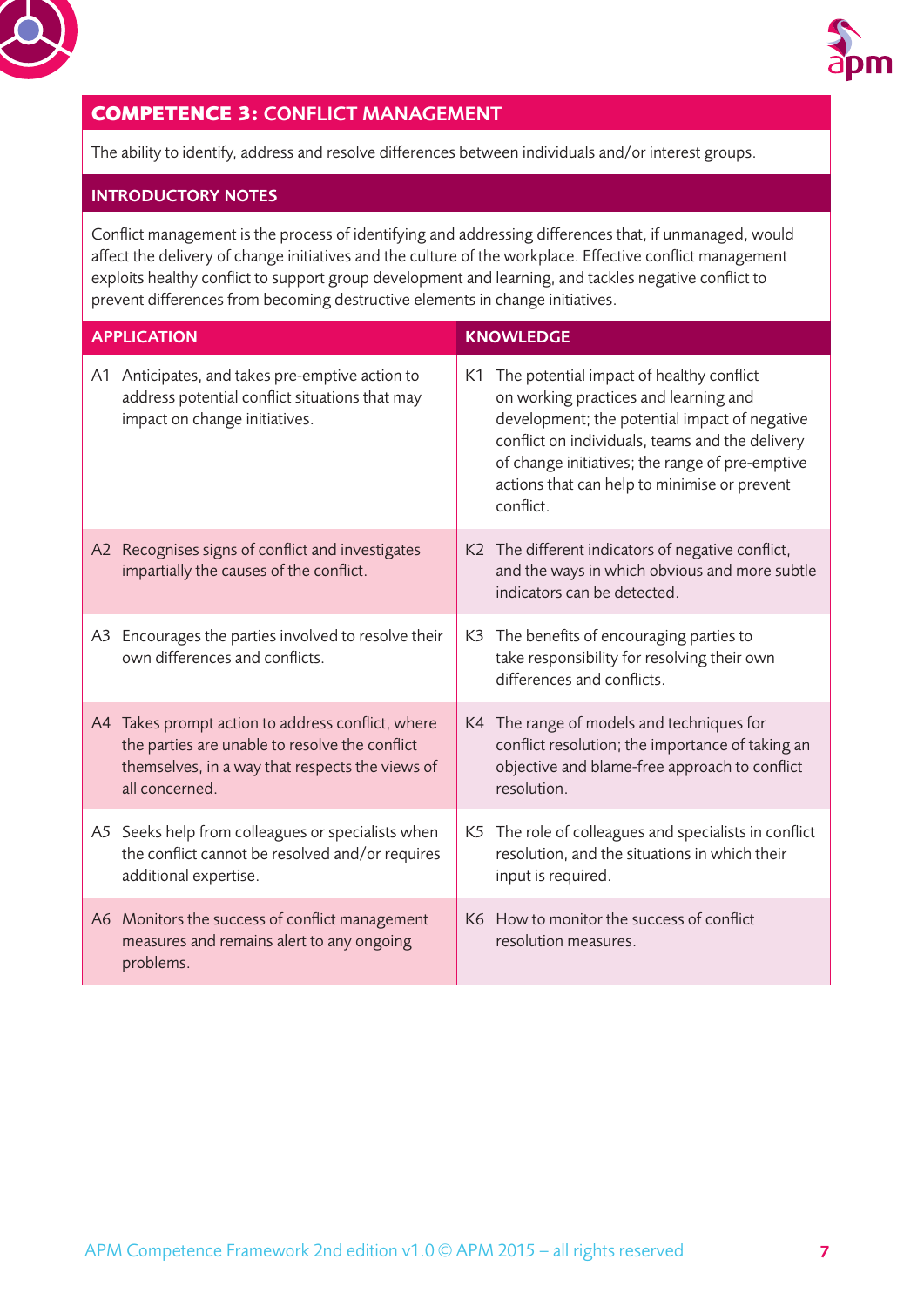## COMPETENCE 3: CONFLICT MANAGEMENT

The ability to identify, address and resolve differences between individuals and/or interest groups.

### INTRODUCTORY NOTES

Conflict management is the process of identifying and addressing differences that, if unmanaged, would affect the delivery of change initiatives and the culture of the workplace. Effective conflict management exploits healthy conflict to support group development and learning, and tackles negative conflict to prevent differences from becoming destructive elements in change initiatives.

| APPLICATION | KNOWLEDGE |
|---|---|
| A1 Anticipates, and takes pre-emptive action to address potential conflict situations that may impact on change initiatives. | K1 The potential impact of healthy conflict on working practices and learning and development; the potential impact of negative conflict on individuals, teams and the delivery of change initiatives; the range of pre-emptive actions that can help to minimise or prevent conflict. |
| A2 Recognises signs of conflict and investigates impartially the causes of the conflict. | K2 The different indicators of negative conflict, and the ways in which obvious and more subtle indicators can be detected. |
| A3 Encourages the parties involved to resolve their own differences and conflicts. | K3 The benefits of encouraging parties to take responsibility for resolving their own differences and conflicts. |
| A4 Takes prompt action to address conflict, where the parties are unable to resolve the conflict themselves, in a way that respects the views of all concerned. | K4 The range of models and techniques for conflict resolution; the importance of taking an objective and blame-free approach to conflict resolution. |
| A5 Seeks help from colleagues or specialists when the conflict cannot be resolved and/or requires additional expertise. | K5 The role of colleagues and specialists in conflict resolution, and the situations in which their input is required. |
| A6 Monitors the success of conflict management measures and remains alert to any ongoing problems. | K6 How to monitor the success of conflict resolution measures. |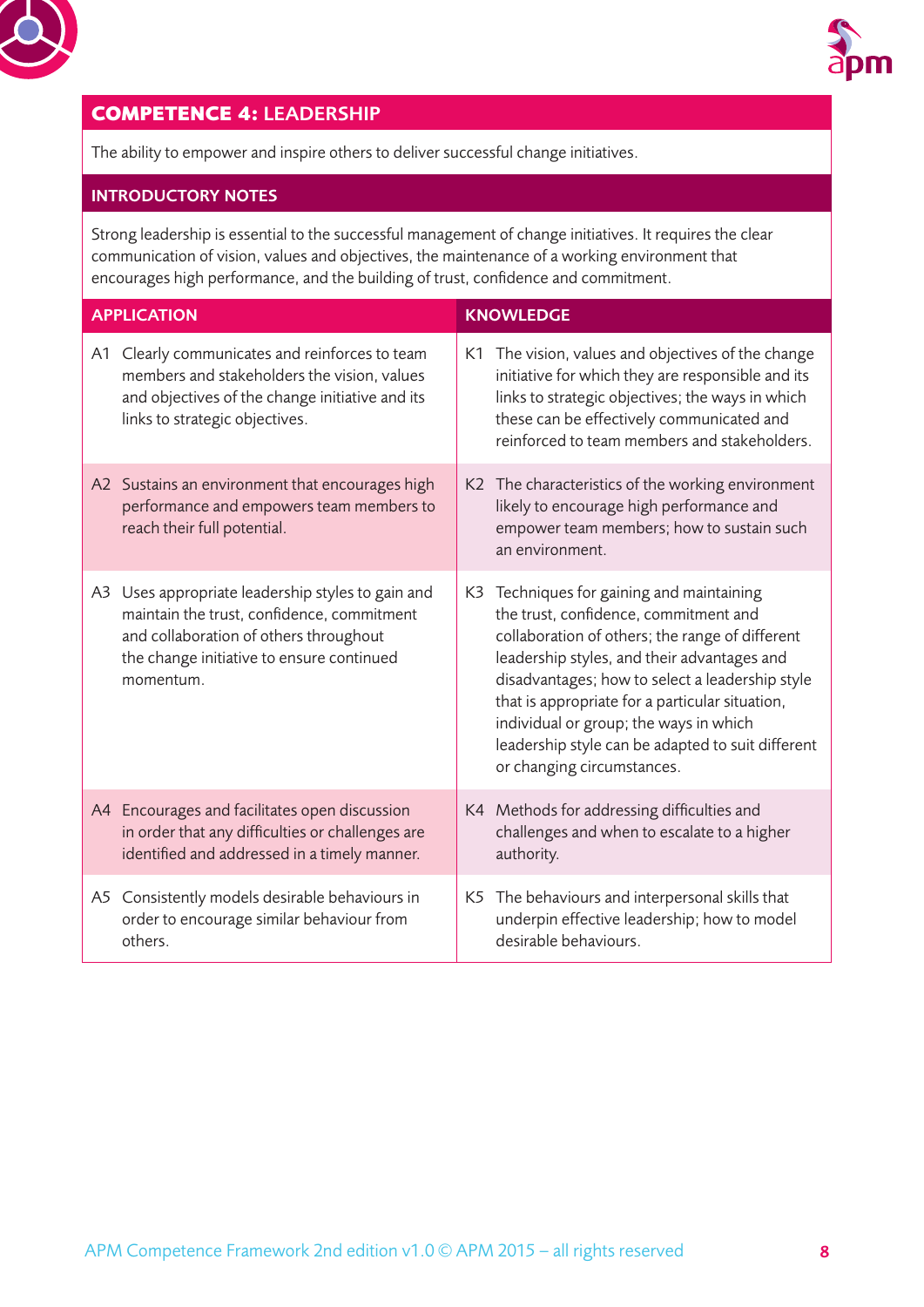## COMPETENCE 4: LEADERSHIP

The ability to empower and inspire others to deliver successful change initiatives.

### INTRODUCTORY NOTES

Strong leadership is essential to the successful management of change initiatives. It requires the clear communication of vision, values and objectives, the maintenance of a working environment that encourages high performance, and the building of trust, confidence and commitment.

| APPLICATION | KNOWLEDGE |
|---|---|
| A1 Clearly communicates and reinforces to team members and stakeholders the vision, values and objectives of the change initiative and its links to strategic objectives. | K1 The vision, values and objectives of the change initiative for which they are responsible and its links to strategic objectives; the ways in which these can be effectively communicated and reinforced to team members and stakeholders. |
| A2 Sustains an environment that encourages high performance and empowers team members to reach their full potential. | K2 The characteristics of the working environment likely to encourage high performance and empower team members; how to sustain such an environment. |
| A3 Uses appropriate leadership styles to gain and maintain the trust, confidence, commitment and collaboration of others throughout the change initiative to ensure continued momentum. | K3 Techniques for gaining and maintaining the trust, confidence, commitment and collaboration of others; the range of different leadership styles, and their advantages and disadvantages; how to select a leadership style that is appropriate for a particular situation, individual or group; the ways in which leadership style can be adapted to suit different or changing circumstances. |
| A4 Encourages and facilitates open discussion in order that any difficulties or challenges are identified and addressed in a timely manner. | K4 Methods for addressing difficulties and challenges and when to escalate to a higher authority. |
| A5 Consistently models desirable behaviours in order to encourage similar behaviour from others. | K5 The behaviours and interpersonal skills that underpin effective leadership; how to model desirable behaviours. |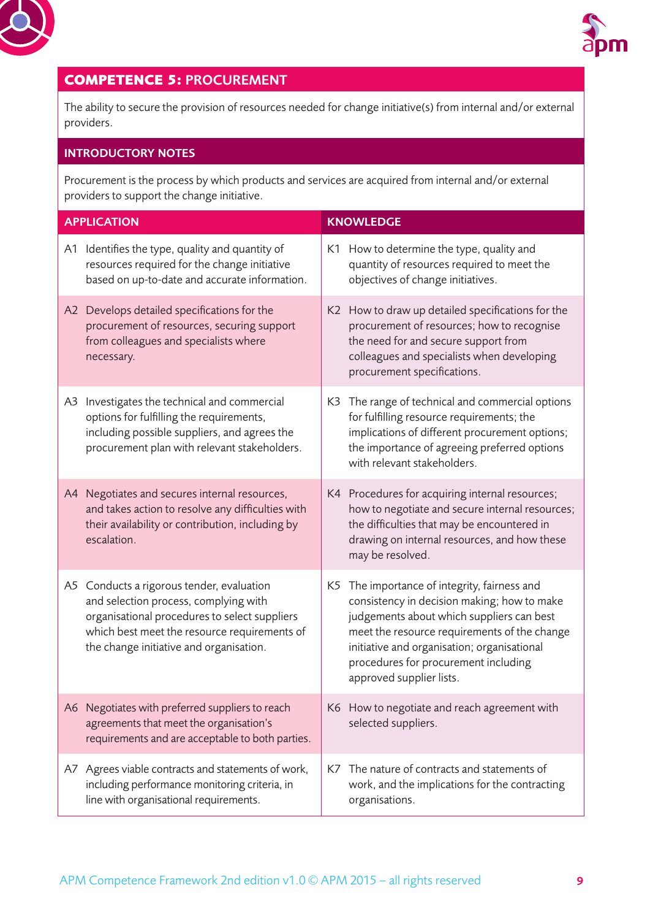## COMPETENCE 5: PROCUREMENT

The ability to secure the provision of resources needed for change initiative(s) from internal and/or external providers.

### INTRODUCTORY NOTES

Procurement is the process by which products and services are acquired from internal and/or external providers to support the change initiative.

| APPLICATION | KNOWLEDGE |
|---|---|
| A1 Identifies the type, quality and quantity of resources required for the change initiative based on up-to-date and accurate information. | K1 How to determine the type, quality and quantity of resources required to meet the objectives of change initiatives. |
| A2 Develops detailed specifications for the procurement of resources, securing support from colleagues and specialists where necessary. | K2 How to draw up detailed specifications for the procurement of resources; how to recognise the need for and secure support from colleagues and specialists when developing procurement specifications. |
| A3 Investigates the technical and commercial options for fulfilling the requirements, including possible suppliers, and agrees the procurement plan with relevant stakeholders. | K3 The range of technical and commercial options for fulfilling resource requirements; the implications of different procurement options; the importance of agreeing preferred options with relevant stakeholders. |
| A4 Negotiates and secures internal resources, and takes action to resolve any difficulties with their availability or contribution, including by escalation. | K4 Procedures for acquiring internal resources; how to negotiate and secure internal resources; the difficulties that may be encountered in drawing on internal resources, and how these may be resolved. |
| A5 Conducts a rigorous tender, evaluation and selection process, complying with organisational procedures to select suppliers which best meet the resource requirements of the change initiative and organisation. | K5 The importance of integrity, fairness and consistency in decision making; how to make judgements about which suppliers can best meet the resource requirements of the change initiative and organisation; organisational procedures for procurement including approved supplier lists. |
| A6 Negotiates with preferred suppliers to reach agreements that meet the organisation's requirements and are acceptable to both parties. | K6 How to negotiate and reach agreement with selected suppliers. |
| A7 Agrees viable contracts and statements of work, including performance monitoring criteria, in line with organisational requirements. | K7 The nature of contracts and statements of work, and the implications for the contracting organisations. |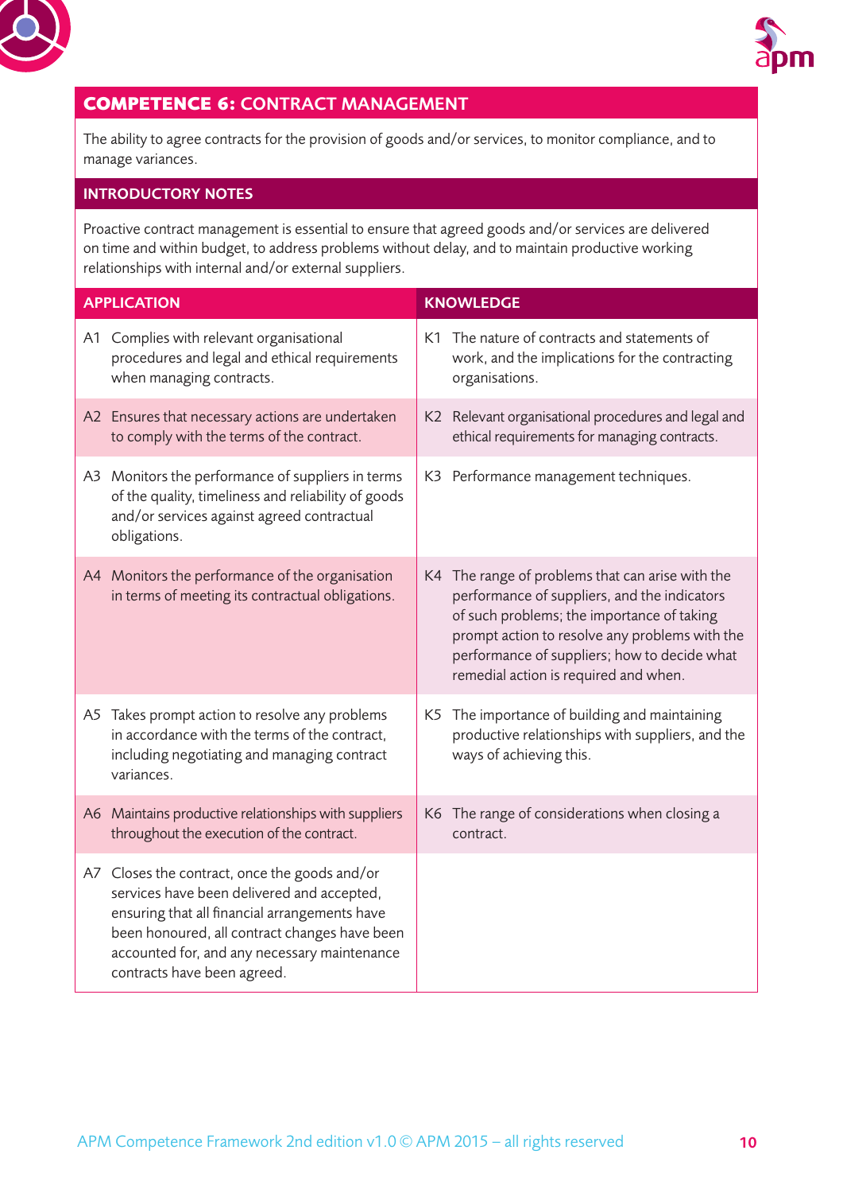## COMPETENCE 6: CONTRACT MANAGEMENT

The ability to agree contracts for the provision of goods and/or services, to monitor compliance, and to manage variances.

### INTRODUCTORY NOTES

Proactive contract management is essential to ensure that agreed goods and/or services are delivered on time and within budget, to address problems without delay, and to maintain productive working relationships with internal and/or external suppliers.

| APPLICATION | KNOWLEDGE |
|---|---|
| A1 Complies with relevant organisational procedures and legal and ethical requirements when managing contracts. | K1 The nature of contracts and statements of work, and the implications for the contracting organisations. |
| A2 Ensures that necessary actions are undertaken to comply with the terms of the contract. | K2 Relevant organisational procedures and legal and ethical requirements for managing contracts. |
| A3 Monitors the performance of suppliers in terms of the quality, timeliness and reliability of goods and/or services against agreed contractual obligations. | K3 Performance management techniques. |
| A4 Monitors the performance of the organisation in terms of meeting its contractual obligations. | K4 The range of problems that can arise with the performance of suppliers, and the indicators of such problems; the importance of taking prompt action to resolve any problems with the performance of suppliers; how to decide what remedial action is required and when. |
| A5 Takes prompt action to resolve any problems in accordance with the terms of the contract, including negotiating and managing contract variances. | K5 The importance of building and maintaining productive relationships with suppliers, and the ways of achieving this. |
| A6 Maintains productive relationships with suppliers throughout the execution of the contract. | K6 The range of considerations when closing a contract. |
| A7 Closes the contract, once the goods and/or services have been delivered and accepted, ensuring that all financial arrangements have been honoured, all contract changes have been accounted for, and any necessary maintenance contracts have been agreed. | |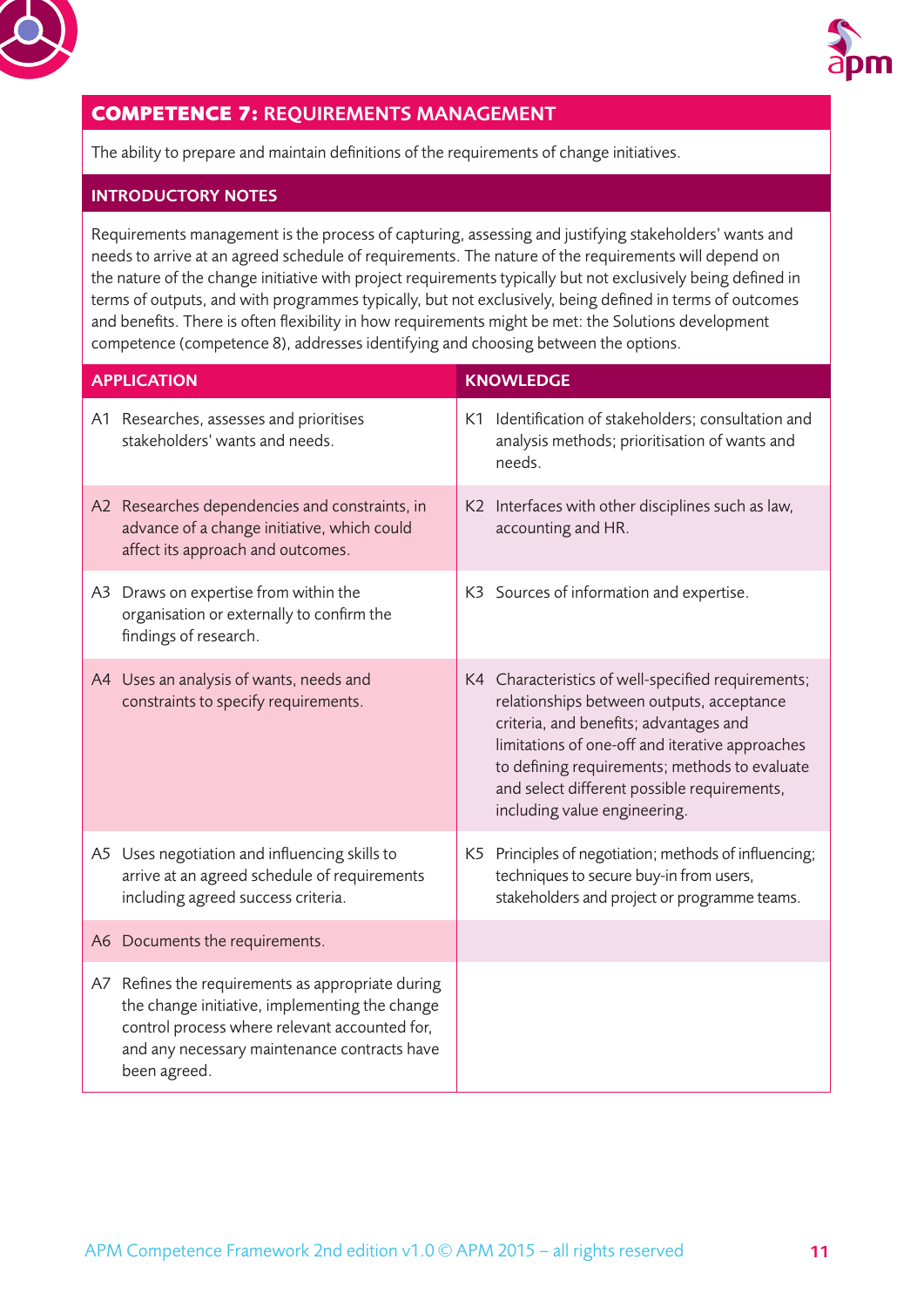## COMPETENCE 7: REQUIREMENTS MANAGEMENT

The ability to prepare and maintain definitions of the requirements of change initiatives.

### INTRODUCTORY NOTES

Requirements management is the process of capturing, assessing and justifying stakeholders' wants and needs to arrive at an agreed schedule of requirements. The nature of the requirements will depend on the nature of the change initiative with project requirements typically but not exclusively being defined in terms of outputs, and with programmes typically, but not exclusively, being defined in terms of outcomes and benefits. There is often flexibility in how requirements might be met: the Solutions development competence (competence 8), addresses identifying and choosing between the options.

| APPLICATION | KNOWLEDGE |
|---|---|
| A1 Researches, assesses and prioritises stakeholders' wants and needs. | K1 Identification of stakeholders; consultation and analysis methods; prioritisation of wants and needs. |
| A2 Researches dependencies and constraints, in advance of a change initiative, which could affect its approach and outcomes. | K2 Interfaces with other disciplines such as law, accounting and HR. |
| A3 Draws on expertise from within the organisation or externally to confirm the findings of research. | K3 Sources of information and expertise. |
| A4 Uses an analysis of wants, needs and constraints to specify requirements. | K4 Characteristics of well-specified requirements; relationships between outputs, acceptance criteria, and benefits; advantages and limitations of one-off and iterative approaches to defining requirements; methods to evaluate and select different possible requirements, including value engineering. |
| A5 Uses negotiation and influencing skills to arrive at an agreed schedule of requirements including agreed success criteria. | K5 Principles of negotiation; methods of influencing; techniques to secure buy-in from users, stakeholders and project or programme teams. |
| A6 Documents the requirements. | |
| A7 Refines the requirements as appropriate during the change initiative, implementing the change control process where relevant accounted for, and any necessary maintenance contracts have been agreed. | |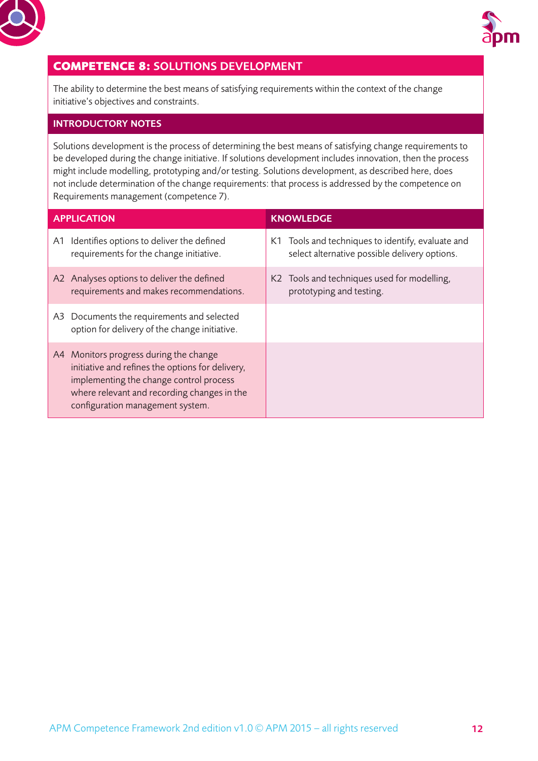## COMPETENCE 8: SOLUTIONS DEVELOPMENT

The ability to determine the best means of satisfying requirements within the context of the change initiative's objectives and constraints.

### INTRODUCTORY NOTES

Solutions development is the process of determining the best means of satisfying change requirements to be developed during the change initiative. If solutions development includes innovation, then the process might include modelling, prototyping and/or testing. Solutions development, as described here, does not include determination of the change requirements: that process is addressed by the competence on Requirements management (competence 7).

| APPLICATION | KNOWLEDGE |
|---|---|
| A1 Identifies options to deliver the defined requirements for the change initiative. | K1 Tools and techniques to identify, evaluate and select alternative possible delivery options. |
| A2 Analyses options to deliver the defined requirements and makes recommendations. | K2 Tools and techniques used for modelling, prototyping and testing. |
| A3 Documents the requirements and selected option for delivery of the change initiative. | |
| A4 Monitors progress during the change initiative and refines the options for delivery, implementing the change control process where relevant and recording changes in the configuration management system. | |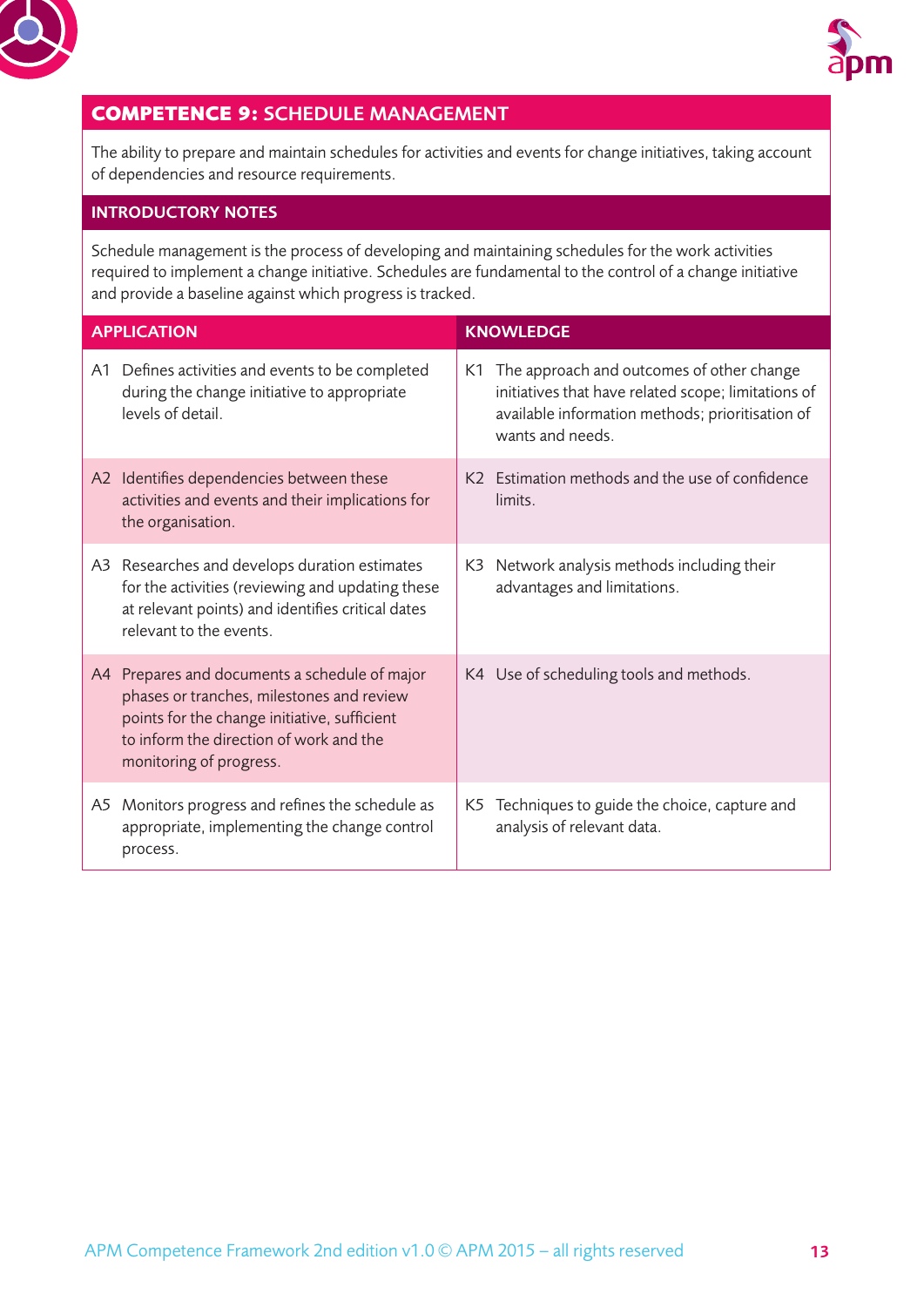## COMPETENCE 9: SCHEDULE MANAGEMENT

The ability to prepare and maintain schedules for activities and events for change initiatives, taking account of dependencies and resource requirements.

### INTRODUCTORY NOTES

Schedule management is the process of developing and maintaining schedules for the work activities required to implement a change initiative. Schedules are fundamental to the control of a change initiative and provide a baseline against which progress is tracked.

| APPLICATION | KNOWLEDGE |
|---|---|
| A1 Defines activities and events to be completed during the change initiative to appropriate levels of detail. | K1 The approach and outcomes of other change initiatives that have related scope; limitations of available information methods; prioritisation of wants and needs. |
| A2 Identifies dependencies between these activities and events and their implications for the organisation. | K2 Estimation methods and the use of confidence limits. |
| A3 Researches and develops duration estimates for the activities (reviewing and updating these at relevant points) and identifies critical dates relevant to the events. | K3 Network analysis methods including their advantages and limitations. |
| A4 Prepares and documents a schedule of major phases or tranches, milestones and review points for the change initiative, sufficient to inform the direction of work and the monitoring of progress. | K4 Use of scheduling tools and methods. |
| A5 Monitors progress and refines the schedule as appropriate, implementing the change control process. | K5 Techniques to guide the choice, capture and analysis of relevant data. |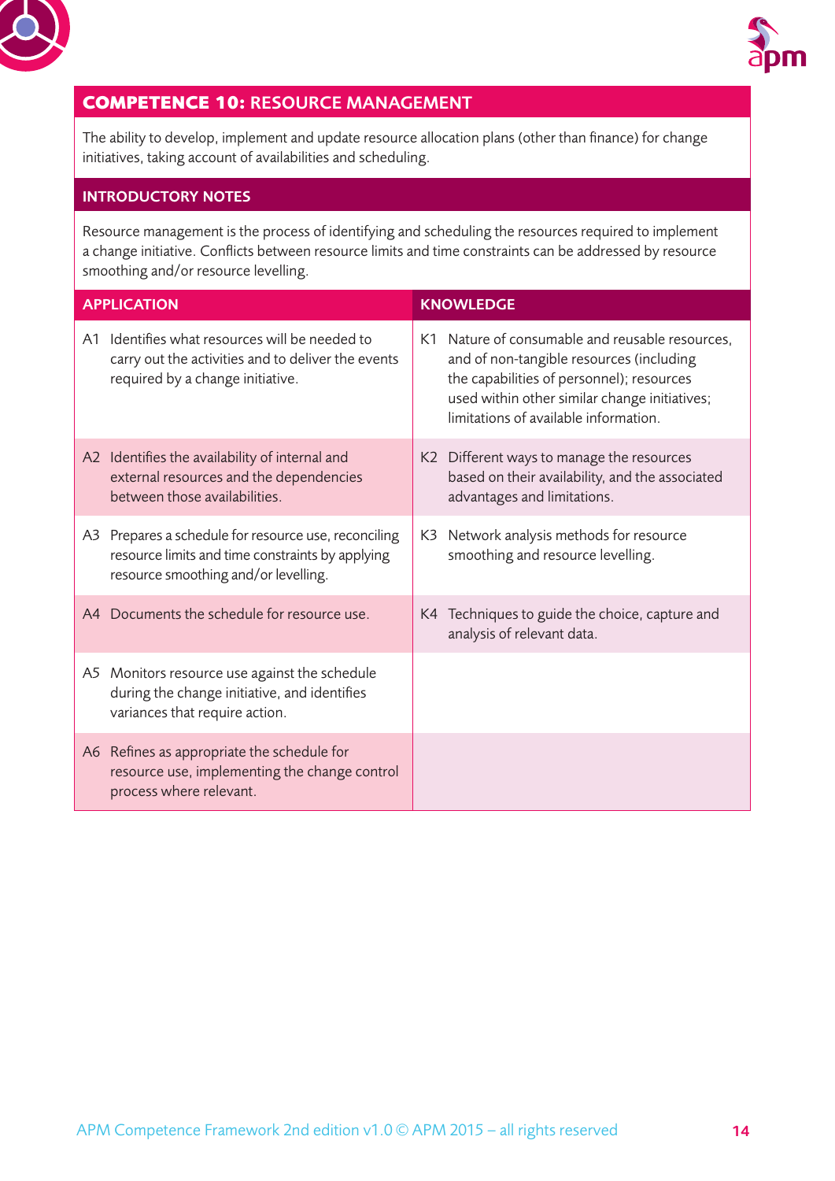## COMPETENCE 10: RESOURCE MANAGEMENT

The ability to develop, implement and update resource allocation plans (other than finance) for change initiatives, taking account of availabilities and scheduling.

### INTRODUCTORY NOTES

Resource management is the process of identifying and scheduling the resources required to implement a change initiative. Conflicts between resource limits and time constraints can be addressed by resource smoothing and/or resource levelling.

| APPLICATION | KNOWLEDGE |
|---|---|
| A1 Identifies what resources will be needed to carry out the activities and to deliver the events required by a change initiative. | K1 Nature of consumable and reusable resources, and of non-tangible resources (including the capabilities of personnel); resources used within other similar change initiatives; limitations of available information. |
| A2 Identifies the availability of internal and external resources and the dependencies between those availabilities. | K2 Different ways to manage the resources based on their availability, and the associated advantages and limitations. |
| A3 Prepares a schedule for resource use, reconciling resource limits and time constraints by applying resource smoothing and/or levelling. | K3 Network analysis methods for resource smoothing and resource levelling. |
| A4 Documents the schedule for resource use. | K4 Techniques to guide the choice, capture and analysis of relevant data. |
| A5 Monitors resource use against the schedule during the change initiative, and identifies variances that require action. | |
| A6 Refines as appropriate the schedule for resource use, implementing the change control process where relevant. | |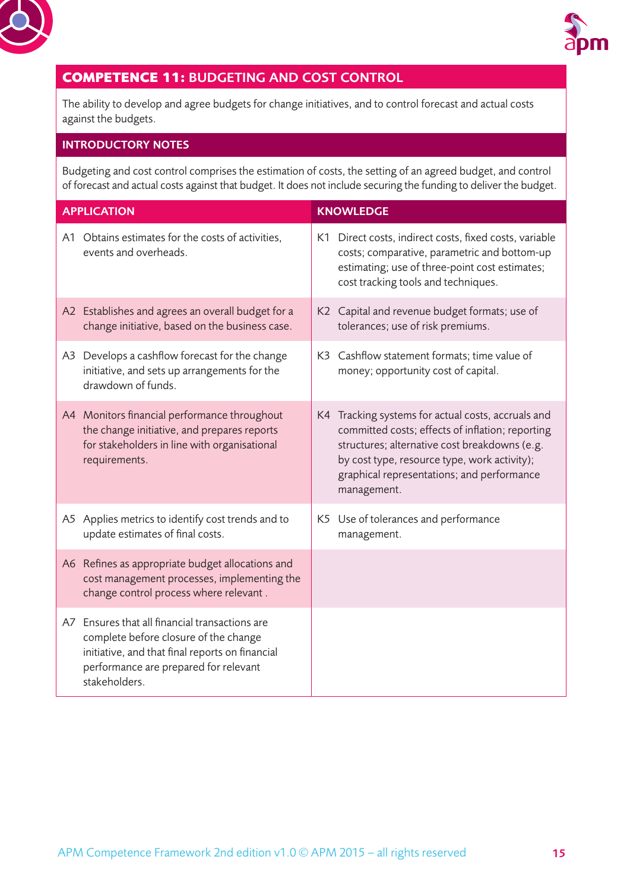## COMPETENCE 11: BUDGETING AND COST CONTROL

The ability to develop and agree budgets for change initiatives, and to control forecast and actual costs against the budgets.

### INTRODUCTORY NOTES

Budgeting and cost control comprises the estimation of costs, the setting of an agreed budget, and control of forecast and actual costs against that budget. It does not include securing the funding to deliver the budget.

| APPLICATION | KNOWLEDGE |
|---|---|
| A1 Obtains estimates for the costs of activities, events and overheads. | K1 Direct costs, indirect costs, fixed costs, variable costs; comparative, parametric and bottom-up estimating; use of three-point cost estimates; cost tracking tools and techniques. |
| A2 Establishes and agrees an overall budget for a change initiative, based on the business case. | K2 Capital and revenue budget formats; use of tolerances; use of risk premiums. |
| A3 Develops a cashflow forecast for the change initiative, and sets up arrangements for the drawdown of funds. | K3 Cashflow statement formats; time value of money; opportunity cost of capital. |
| A4 Monitors financial performance throughout the change initiative, and prepares reports for stakeholders in line with organisational requirements. | K4 Tracking systems for actual costs, accruals and committed costs; effects of inflation; reporting structures; alternative cost breakdowns (e.g. by cost type, resource type, work activity); graphical representations; and performance management. |
| A5 Applies metrics to identify cost trends and to update estimates of final costs. | K5 Use of tolerances and performance management. |
| A6 Refines as appropriate budget allocations and cost management processes, implementing the change control process where relevant . | |
| A7 Ensures that all financial transactions are complete before closure of the change initiative, and that final reports on financial performance are prepared for relevant stakeholders. | |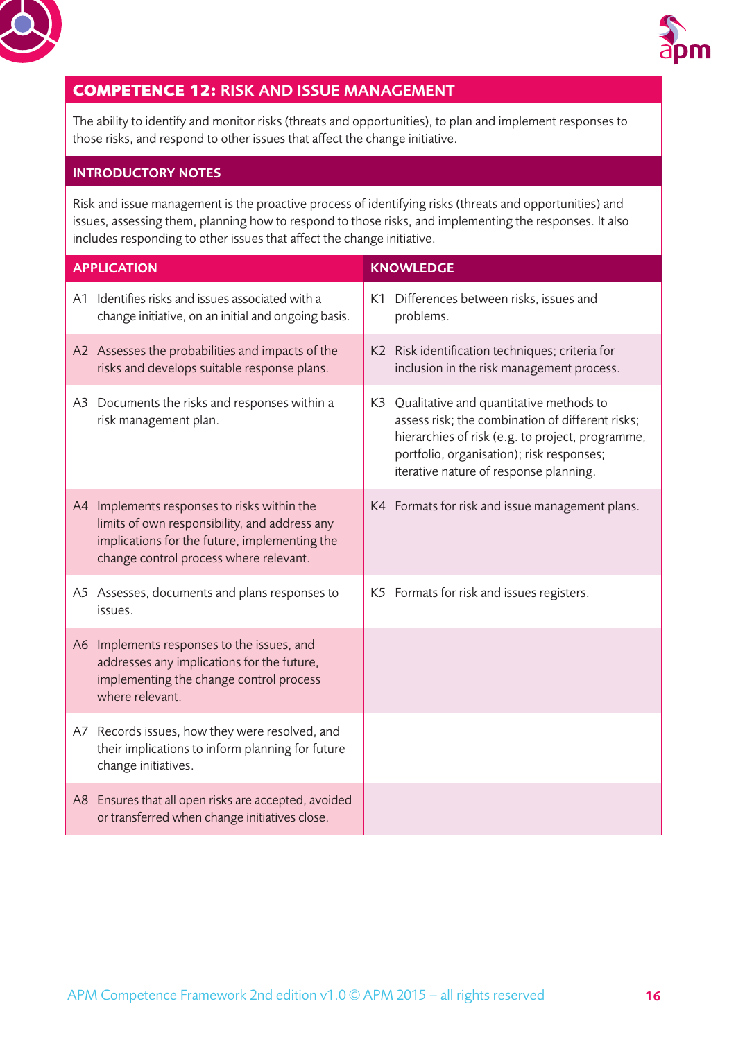## COMPETENCE 12: RISK AND ISSUE MANAGEMENT

The ability to identify and monitor risks (threats and opportunities), to plan and implement responses to those risks, and respond to other issues that affect the change initiative.

### INTRODUCTORY NOTES

Risk and issue management is the proactive process of identifying risks (threats and opportunities) and issues, assessing them, planning how to respond to those risks, and implementing the responses. It also includes responding to other issues that affect the change initiative.

| APPLICATION | KNOWLEDGE |
|---|---|
| A1 Identifies risks and issues associated with a change initiative, on an initial and ongoing basis. | K1 Differences between risks, issues and problems. |
| A2 Assesses the probabilities and impacts of the risks and develops suitable response plans. | K2 Risk identification techniques; criteria for inclusion in the risk management process. |
| A3 Documents the risks and responses within a risk management plan. | K3 Qualitative and quantitative methods to assess risk; the combination of different risks; hierarchies of risk (e.g. to project, programme, portfolio, organisation); risk responses; iterative nature of response planning. |
| A4 Implements responses to risks within the limits of own responsibility, and address any implications for the future, implementing the change control process where relevant. | K4 Formats for risk and issue management plans. |
| A5 Assesses, documents and plans responses to issues. | K5 Formats for risk and issues registers. |
| A6 Implements responses to the issues, and addresses any implications for the future, implementing the change control process where relevant. | |
| A7 Records issues, how they were resolved, and their implications to inform planning for future change initiatives. | |
| A8 Ensures that all open risks are accepted, avoided or transferred when change initiatives close. | |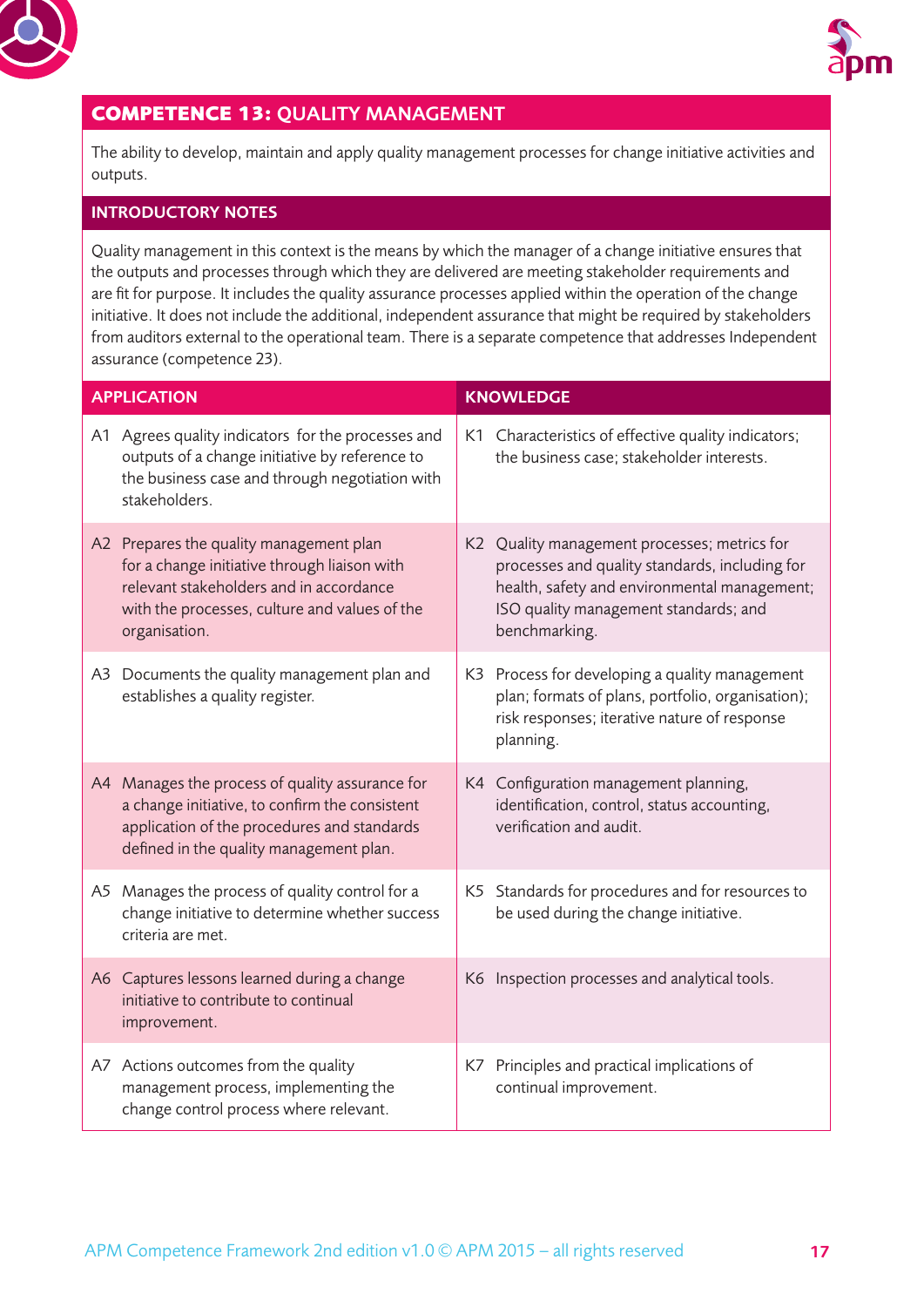## COMPETENCE 13: QUALITY MANAGEMENT

The ability to develop, maintain and apply quality management processes for change initiative activities and outputs.

### INTRODUCTORY NOTES

Quality management in this context is the means by which the manager of a change initiative ensures that the outputs and processes through which they are delivered are meeting stakeholder requirements and are fit for purpose. It includes the quality assurance processes applied within the operation of the change initiative. It does not include the additional, independent assurance that might be required by stakeholders from auditors external to the operational team. There is a separate competence that addresses Independent assurance (competence 23).

| APPLICATION | KNOWLEDGE |
|---|---|
| A1 Agrees quality indicators for the processes and outputs of a change initiative by reference to the business case and through negotiation with stakeholders. | K1 Characteristics of effective quality indicators; the business case; stakeholder interests. |
| A2 Prepares the quality management plan for a change initiative through liaison with relevant stakeholders and in accordance with the processes, culture and values of the organisation. | K2 Quality management processes; metrics for processes and quality standards, including for health, safety and environmental management; ISO quality management standards; and benchmarking. |
| A3 Documents the quality management plan and establishes a quality register. | K3 Process for developing a quality management plan; formats of plans, portfolio, organisation); risk responses; iterative nature of response planning. |
| A4 Manages the process of quality assurance for a change initiative, to confirm the consistent application of the procedures and standards defined in the quality management plan. | K4 Configuration management planning, identification, control, status accounting, verification and audit. |
| A5 Manages the process of quality control for a change initiative to determine whether success criteria are met. | K5 Standards for procedures and for resources to be used during the change initiative. |
| A6 Captures lessons learned during a change initiative to contribute to continual improvement. | K6 Inspection processes and analytical tools. |
| A7 Actions outcomes from the quality management process, implementing the change control process where relevant. | K7 Principles and practical implications of continual improvement. |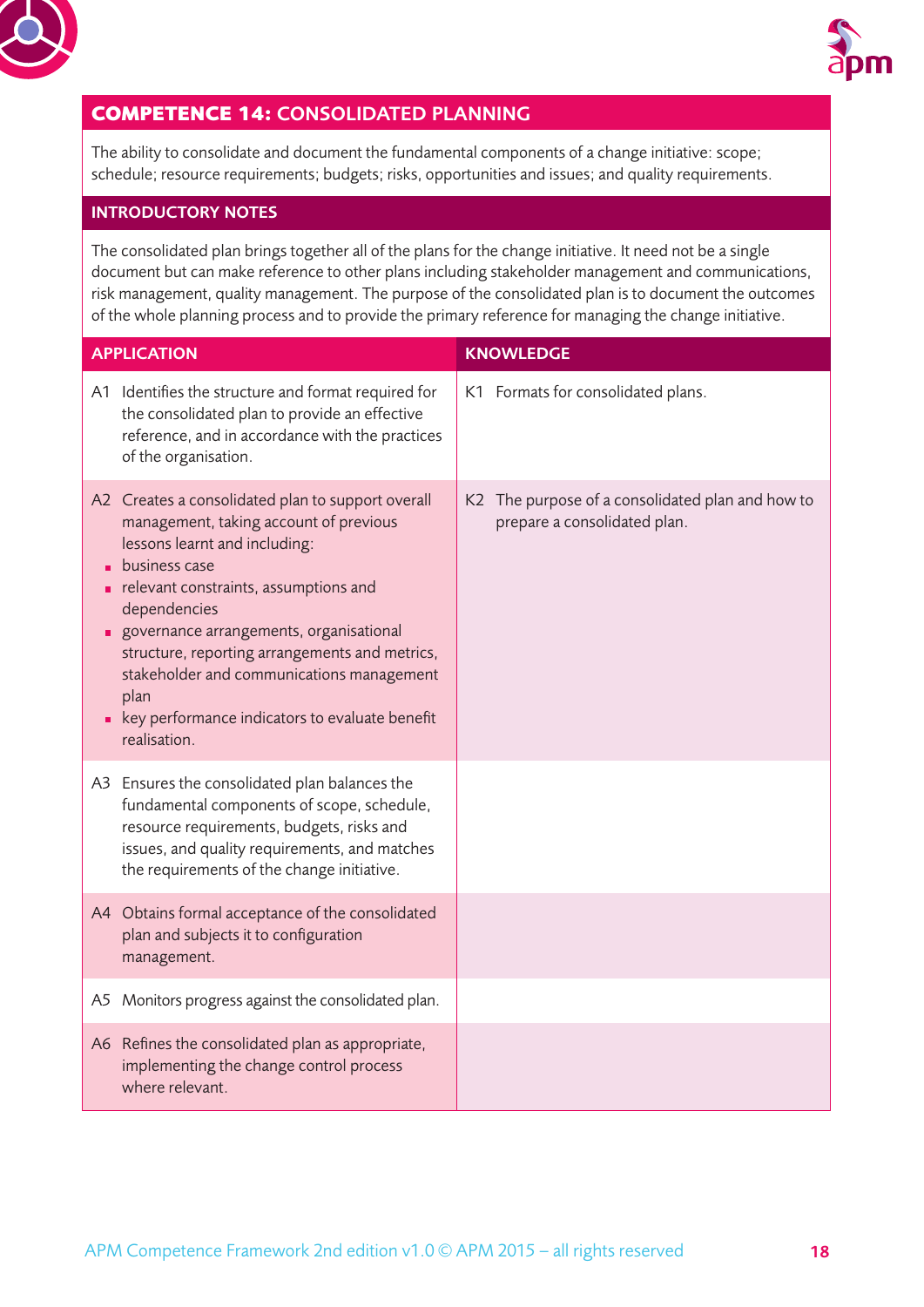## COMPETENCE 14: CONSOLIDATED PLANNING

The ability to consolidate and document the fundamental components of a change initiative: scope; schedule; resource requirements; budgets; risks, opportunities and issues; and quality requirements.

### INTRODUCTORY NOTES

The consolidated plan brings together all of the plans for the change initiative. It need not be a single document but can make reference to other plans including stakeholder management and communications, risk management, quality management. The purpose of the consolidated plan is to document the outcomes of the whole planning process and to provide the primary reference for managing the change initiative.

| APPLICATION | KNOWLEDGE |
|---|---|
| A1 Identifies the structure and format required for the consolidated plan to provide an effective reference, and in accordance with the practices of the organisation. | K1 Formats for consolidated plans. |
| A2 Creates a consolidated plan to support overall management, taking account of previous lessons learnt and including:<br>▪ business case<br>▪ relevant constraints, assumptions and dependencies<br>▪ governance arrangements, organisational structure, reporting arrangements and metrics, stakeholder and communications management plan<br>▪ key performance indicators to evaluate benefit realisation. | K2 The purpose of a consolidated plan and how to prepare a consolidated plan. |
| A3 Ensures the consolidated plan balances the fundamental components of scope, schedule, resource requirements, budgets, risks and issues, and quality requirements, and matches the requirements of the change initiative. | |
| A4 Obtains formal acceptance of the consolidated plan and subjects it to configuration management. | |
| A5 Monitors progress against the consolidated plan. | |
| A6 Refines the consolidated plan as appropriate, implementing the change control process where relevant. | |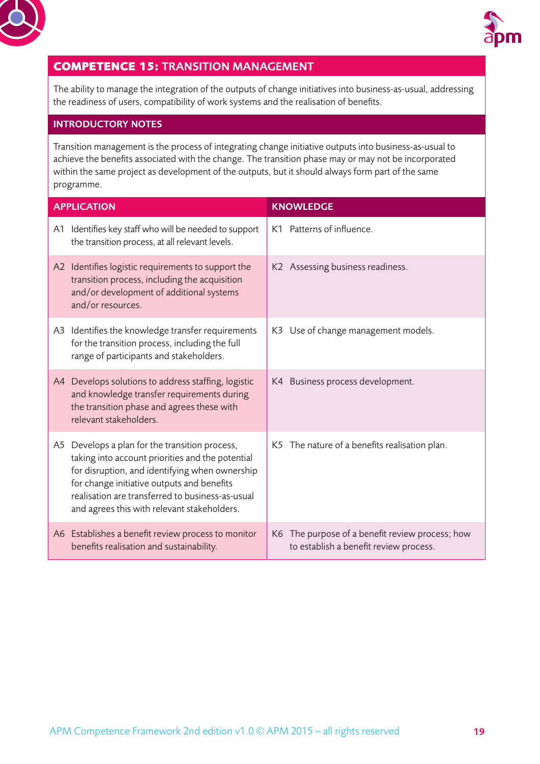## COMPETENCE 15: TRANSITION MANAGEMENT

The ability to manage the integration of the outputs of change initiatives into business-as-usual, addressing the readiness of users, compatibility of work systems and the realisation of benefits.

### INTRODUCTORY NOTES

Transition management is the process of integrating change initiative outputs into business-as-usual to achieve the benefits associated with the change. The transition phase may or may not be incorporated within the same project as development of the outputs, but it should always form part of the same programme.

| APPLICATION | KNOWLEDGE |
|---|---|
| A1 Identifies key staff who will be needed to support the transition process, at all relevant levels. | K1 Patterns of influence. |
| A2 Identifies logistic requirements to support the transition process, including the acquisition and/or development of additional systems and/or resources. | K2 Assessing business readiness. |
| A3 Identifies the knowledge transfer requirements for the transition process, including the full range of participants and stakeholders. | K3 Use of change management models. |
| A4 Develops solutions to address staffing, logistic and knowledge transfer requirements during the transition phase and agrees these with relevant stakeholders. | K4 Business process development. |
| A5 Develops a plan for the transition process, taking into account priorities and the potential for disruption, and identifying when ownership for change initiative outputs and benefits realisation are transferred to business-as-usual and agrees this with relevant stakeholders. | K5 The nature of a benefits realisation plan. |
| A6 Establishes a benefit review process to monitor benefits realisation and sustainability. | K6 The purpose of a benefit review process; how to establish a benefit review process. |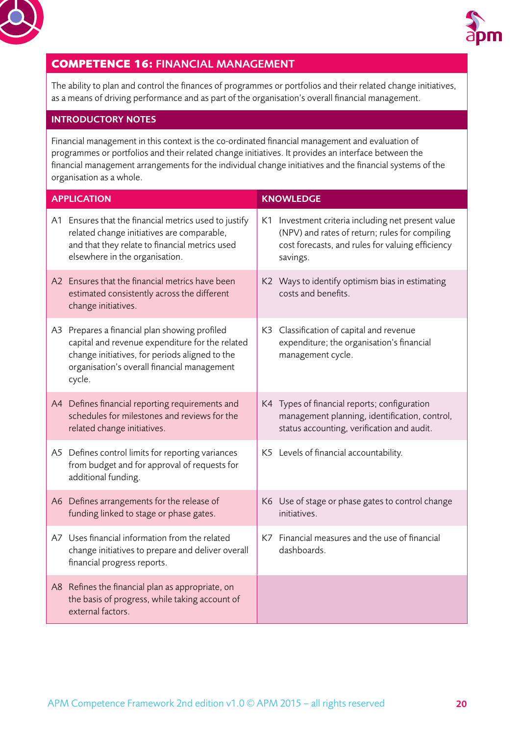## COMPETENCE 16: FINANCIAL MANAGEMENT

The ability to plan and control the finances of programmes or portfolios and their related change initiatives, as a means of driving performance and as part of the organisation's overall financial management.

### INTRODUCTORY NOTES

Financial management in this context is the co-ordinated financial management and evaluation of programmes or portfolios and their related change initiatives. It provides an interface between the financial management arrangements for the individual change initiatives and the financial systems of the organisation as a whole.

| APPLICATION | KNOWLEDGE |
|---|---|
| A1 Ensures that the financial metrics used to justify related change initiatives are comparable, and that they relate to financial metrics used elsewhere in the organisation. | K1 Investment criteria including net present value (NPV) and rates of return; rules for compiling cost forecasts, and rules for valuing efficiency savings. |
| A2 Ensures that the financial metrics have been estimated consistently across the different change initiatives. | K2 Ways to identify optimism bias in estimating costs and benefits. |
| A3 Prepares a financial plan showing profiled capital and revenue expenditure for the related change initiatives, for periods aligned to the organisation's overall financial management cycle. | K3 Classification of capital and revenue expenditure; the organisation's financial management cycle. |
| A4 Defines financial reporting requirements and schedules for milestones and reviews for the related change initiatives. | K4 Types of financial reports; configuration management planning, identification, control, status accounting, verification and audit. |
| A5 Defines control limits for reporting variances from budget and for approval of requests for additional funding. | K5 Levels of financial accountability. |
| A6 Defines arrangements for the release of funding linked to stage or phase gates. | K6 Use of stage or phase gates to control change initiatives. |
| A7 Uses financial information from the related change initiatives to prepare and deliver overall financial progress reports. | K7 Financial measures and the use of financial dashboards. |
| A8 Refines the financial plan as appropriate, on the basis of progress, while taking account of external factors. | |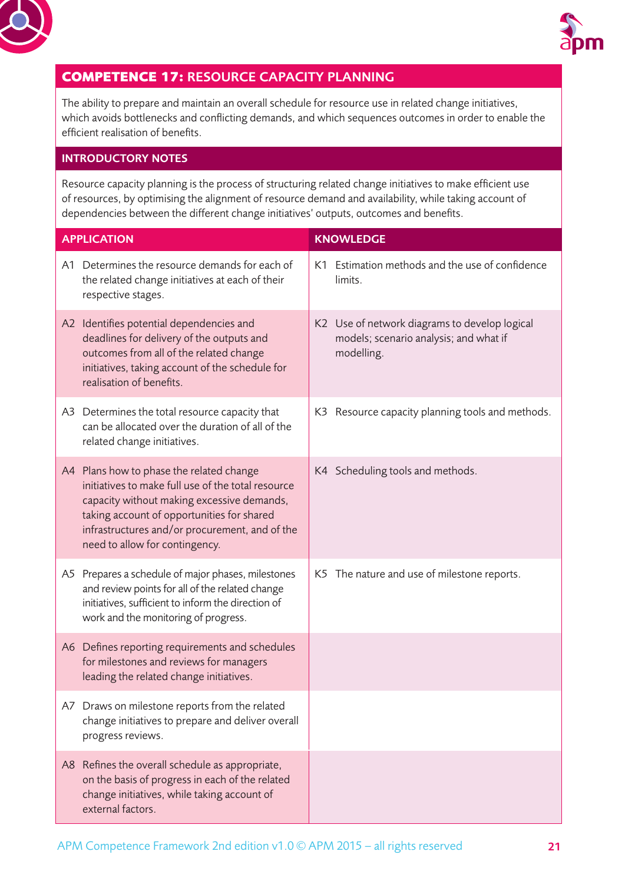## COMPETENCE 17: RESOURCE CAPACITY PLANNING

The ability to prepare and maintain an overall schedule for resource use in related change initiatives, which avoids bottlenecks and conflicting demands, and which sequences outcomes in order to enable the efficient realisation of benefits.

### INTRODUCTORY NOTES

Resource capacity planning is the process of structuring related change initiatives to make efficient use of resources, by optimising the alignment of resource demand and availability, while taking account of dependencies between the different change initiatives' outputs, outcomes and benefits.

| APPLICATION | KNOWLEDGE |
|---|---|
| A1 Determines the resource demands for each of the related change initiatives at each of their respective stages. | K1 Estimation methods and the use of confidence limits. |
| A2 Identifies potential dependencies and deadlines for delivery of the outputs and outcomes from all of the related change initiatives, taking account of the schedule for realisation of benefits. | K2 Use of network diagrams to develop logical models; scenario analysis; and what if modelling. |
| A3 Determines the total resource capacity that can be allocated over the duration of all of the related change initiatives. | K3 Resource capacity planning tools and methods. |
| A4 Plans how to phase the related change initiatives to make full use of the total resource capacity without making excessive demands, taking account of opportunities for shared infrastructures and/or procurement, and of the need to allow for contingency. | K4 Scheduling tools and methods. |
| A5 Prepares a schedule of major phases, milestones and review points for all of the related change initiatives, sufficient to inform the direction of work and the monitoring of progress. | K5 The nature and use of milestone reports. |
| A6 Defines reporting requirements and schedules for milestones and reviews for managers leading the related change initiatives. | |
| A7 Draws on milestone reports from the related change initiatives to prepare and deliver overall progress reviews. | |
| A8 Refines the overall schedule as appropriate, on the basis of progress in each of the related change initiatives, while taking account of external factors. | |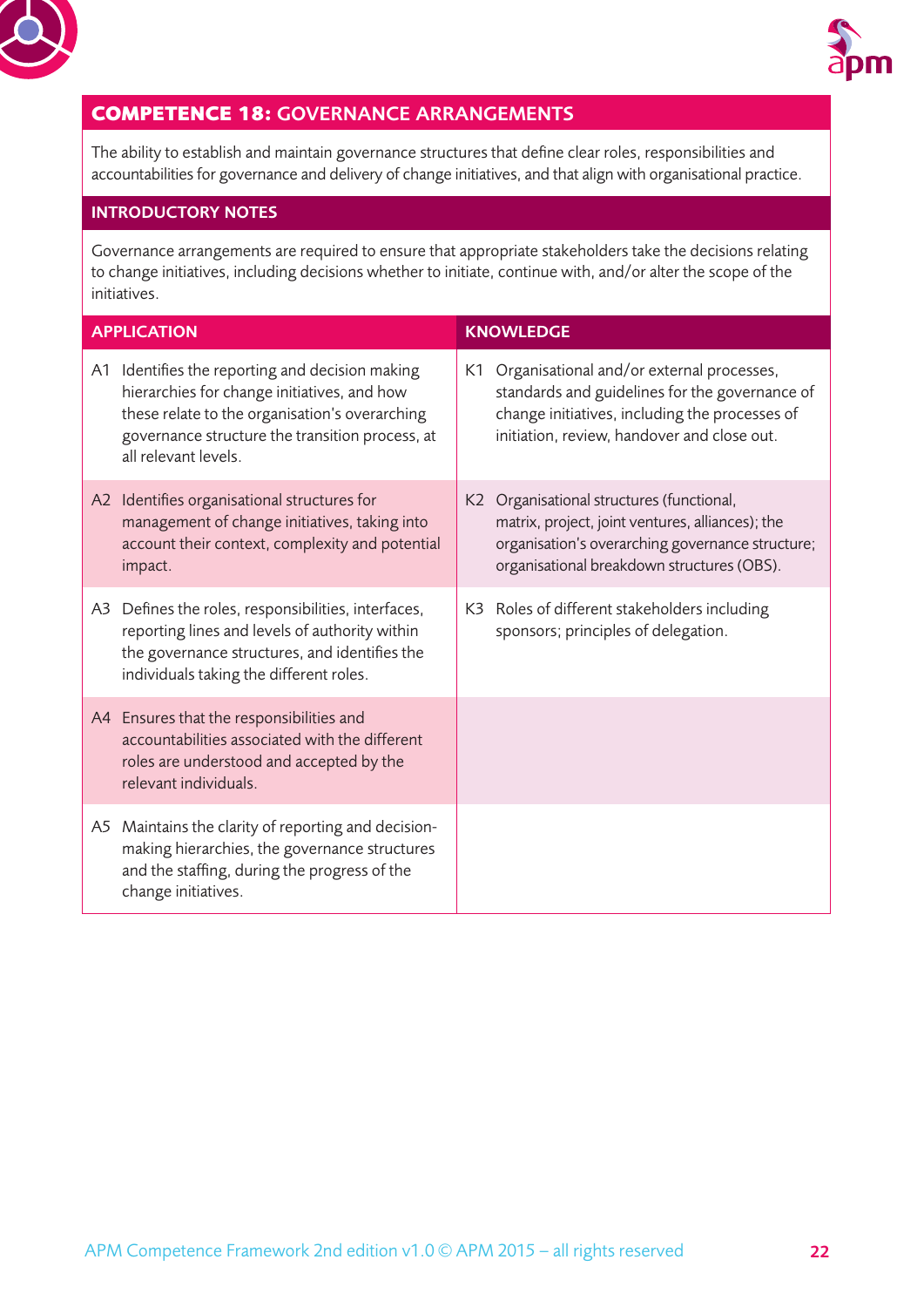## COMPETENCE 18: GOVERNANCE ARRANGEMENTS

The ability to establish and maintain governance structures that define clear roles, responsibilities and accountabilities for governance and delivery of change initiatives, and that align with organisational practice.

### INTRODUCTORY NOTES

Governance arrangements are required to ensure that appropriate stakeholders take the decisions relating to change initiatives, including decisions whether to initiate, continue with, and/or alter the scope of the initiatives.

| APPLICATION | KNOWLEDGE |
|---|---|
| A1 Identifies the reporting and decision making hierarchies for change initiatives, and how these relate to the organisation's overarching governance structure the transition process, at all relevant levels. | K1 Organisational and/or external processes, standards and guidelines for the governance of change initiatives, including the processes of initiation, review, handover and close out. |
| A2 Identifies organisational structures for management of change initiatives, taking into account their context, complexity and potential impact. | K2 Organisational structures (functional, matrix, project, joint ventures, alliances); the organisation's overarching governance structure; organisational breakdown structures (OBS). |
| A3 Defines the roles, responsibilities, interfaces, reporting lines and levels of authority within the governance structures, and identifies the individuals taking the different roles. | K3 Roles of different stakeholders including sponsors; principles of delegation. |
| A4 Ensures that the responsibilities and accountabilities associated with the different roles are understood and accepted by the relevant individuals. | |
| A5 Maintains the clarity of reporting and decision-making hierarchies, the governance structures and the staffing, during the progress of the change initiatives. | |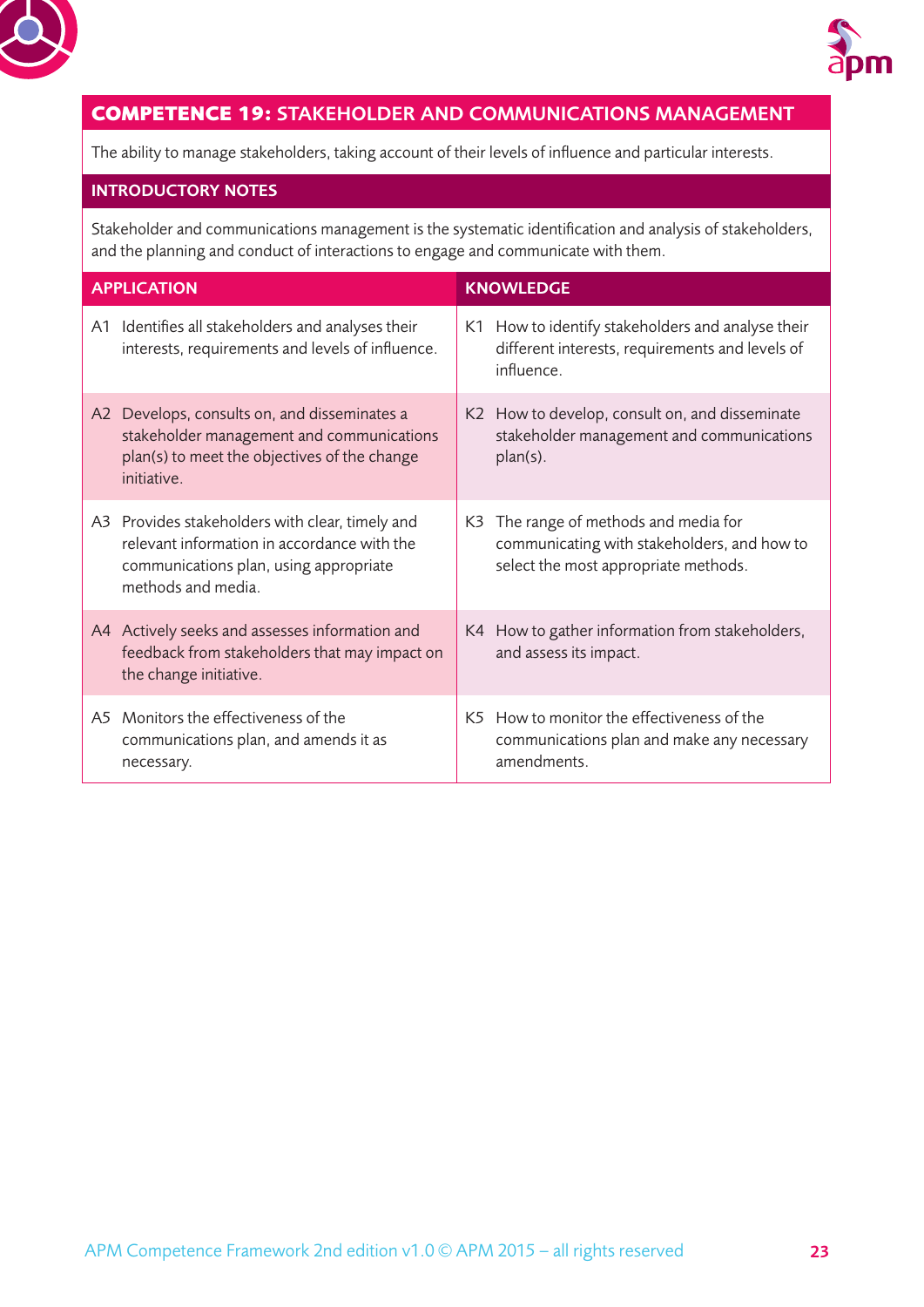## COMPETENCE 19: STAKEHOLDER AND COMMUNICATIONS MANAGEMENT

The ability to manage stakeholders, taking account of their levels of influence and particular interests.

### INTRODUCTORY NOTES

Stakeholder and communications management is the systematic identification and analysis of stakeholders, and the planning and conduct of interactions to engage and communicate with them.

| APPLICATION | KNOWLEDGE |
|---|---|
| A1 Identifies all stakeholders and analyses their interests, requirements and levels of influence. | K1 How to identify stakeholders and analyse their different interests, requirements and levels of influence. |
| A2 Develops, consults on, and disseminates a stakeholder management and communications plan(s) to meet the objectives of the change initiative. | K2 How to develop, consult on, and disseminate stakeholder management and communications plan(s). |
| A3 Provides stakeholders with clear, timely and relevant information in accordance with the communications plan, using appropriate methods and media. | K3 The range of methods and media for communicating with stakeholders, and how to select the most appropriate methods. |
| A4 Actively seeks and assesses information and feedback from stakeholders that may impact on the change initiative. | K4 How to gather information from stakeholders, and assess its impact. |
| A5 Monitors the effectiveness of the communications plan, and amends it as necessary. | K5 How to monitor the effectiveness of the communications plan and make any necessary amendments. |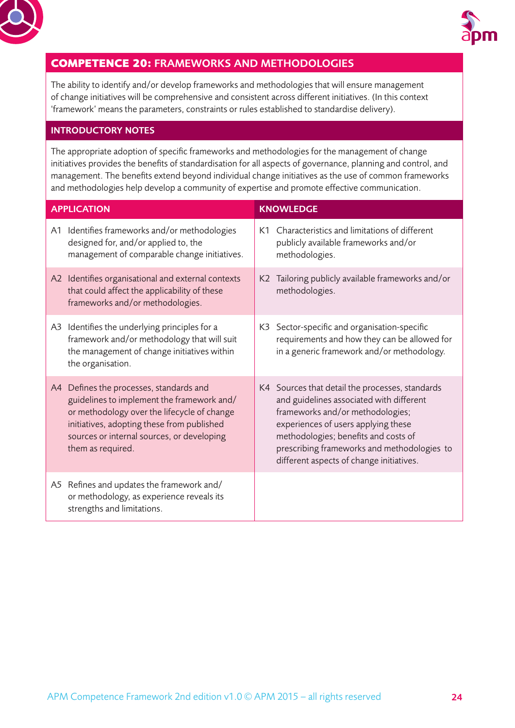## COMPETENCE 20: FRAMEWORKS AND METHODOLOGIES

The ability to identify and/or develop frameworks and methodologies that will ensure management of change initiatives will be comprehensive and consistent across different initiatives. (In this context 'framework' means the parameters, constraints or rules established to standardise delivery).

### INTRODUCTORY NOTES

The appropriate adoption of specific frameworks and methodologies for the management of change initiatives provides the benefits of standardisation for all aspects of governance, planning and control, and management. The benefits extend beyond individual change initiatives as the use of common frameworks and methodologies help develop a community of expertise and promote effective communication.

| APPLICATION | KNOWLEDGE |
|---|---|
| A1 Identifies frameworks and/or methodologies designed for, and/or applied to, the management of comparable change initiatives. | K1 Characteristics and limitations of different publicly available frameworks and/or methodologies. |
| A2 Identifies organisational and external contexts that could affect the applicability of these frameworks and/or methodologies. | K2 Tailoring publicly available frameworks and/or methodologies. |
| A3 Identifies the underlying principles for a framework and/or methodology that will suit the management of change initiatives within the organisation. | K3 Sector-specific and organisation-specific requirements and how they can be allowed for in a generic framework and/or methodology. |
| A4 Defines the processes, standards and guidelines to implement the framework and/or methodology over the lifecycle of change initiatives, adopting these from published sources or internal sources, or developing them as required. | K4 Sources that detail the processes, standards and guidelines associated with different frameworks and/or methodologies; experiences of users applying these methodologies; benefits and costs of prescribing frameworks and methodologies to different aspects of change initiatives. |
| A5 Refines and updates the framework and/or methodology, as experience reveals its strengths and limitations. | |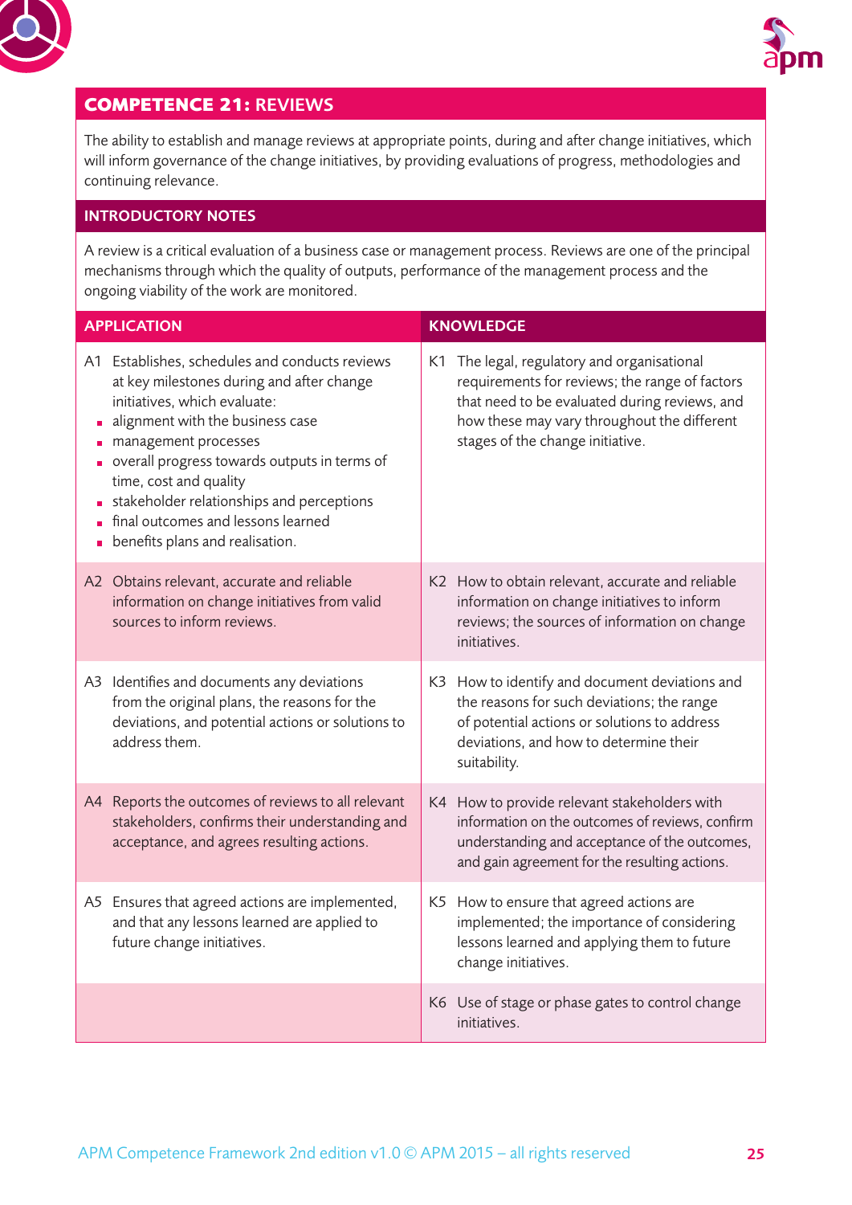## COMPETENCE 21: REVIEWS

The ability to establish and manage reviews at appropriate points, during and after change initiatives, which will inform governance of the change initiatives, by providing evaluations of progress, methodologies and continuing relevance.

### INTRODUCTORY NOTES

A review is a critical evaluation of a business case or management process. Reviews are one of the principal mechanisms through which the quality of outputs, performance of the management process and the ongoing viability of the work are monitored.

| APPLICATION | KNOWLEDGE |
|---|---|
| A1 Establishes, schedules and conducts reviews at key milestones during and after change initiatives, which evaluate:<br>▪ alignment with the business case<br>▪ management processes<br>▪ overall progress towards outputs in terms of time, cost and quality<br>▪ stakeholder relationships and perceptions<br>▪ final outcomes and lessons learned<br>▪ benefits plans and realisation. | K1 The legal, regulatory and organisational requirements for reviews; the range of factors that need to be evaluated during reviews, and how these may vary throughout the different stages of the change initiative. |
| A2 Obtains relevant, accurate and reliable information on change initiatives from valid sources to inform reviews. | K2 How to obtain relevant, accurate and reliable information on change initiatives to inform reviews; the sources of information on change initiatives. |
| A3 Identifies and documents any deviations from the original plans, the reasons for the deviations, and potential actions or solutions to address them. | K3 How to identify and document deviations and the reasons for such deviations; the range of potential actions or solutions to address deviations, and how to determine their suitability. |
| A4 Reports the outcomes of reviews to all relevant stakeholders, confirms their understanding and acceptance, and agrees resulting actions. | K4 How to provide relevant stakeholders with information on the outcomes of reviews, confirm understanding and acceptance of the outcomes, and gain agreement for the resulting actions. |
| A5 Ensures that agreed actions are implemented, and that any lessons learned are applied to future change initiatives. | K5 How to ensure that agreed actions are implemented; the importance of considering lessons learned and applying them to future change initiatives. |
| | K6 Use of stage or phase gates to control change initiatives. |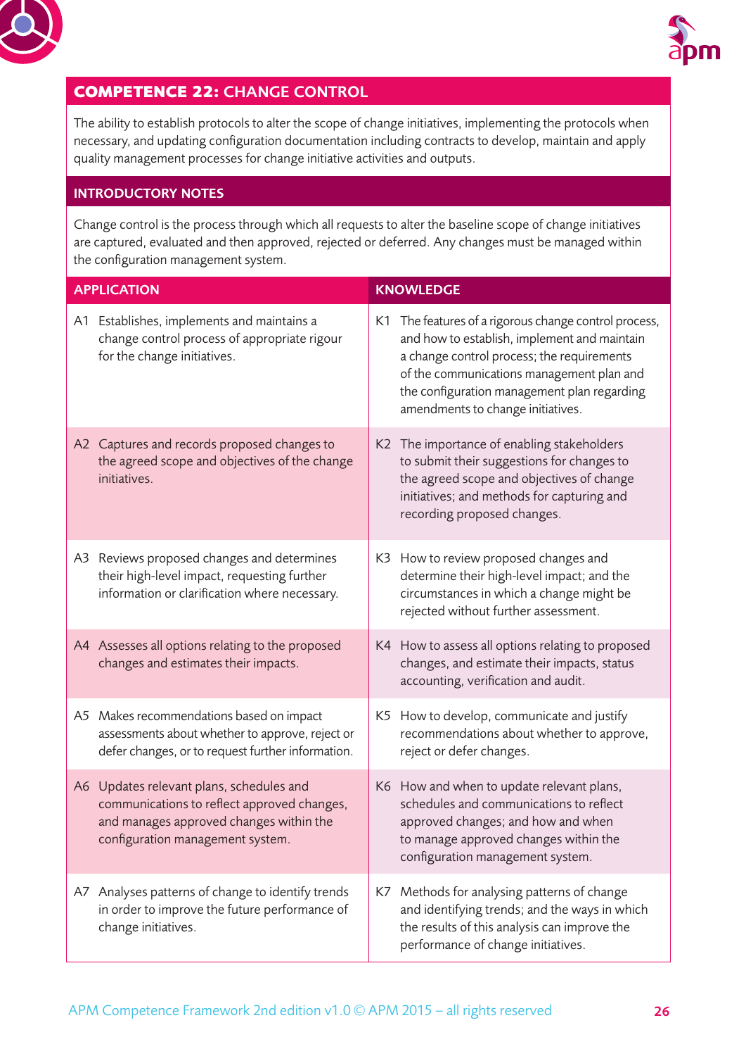## COMPETENCE 22: CHANGE CONTROL

The ability to establish protocols to alter the scope of change initiatives, implementing the protocols when necessary, and updating configuration documentation including contracts to develop, maintain and apply quality management processes for change initiative activities and outputs.

### INTRODUCTORY NOTES

Change control is the process through which all requests to alter the baseline scope of change initiatives are captured, evaluated and then approved, rejected or deferred. Any changes must be managed within the configuration management system.

| APPLICATION | KNOWLEDGE |
|---|---|
| A1 Establishes, implements and maintains a change control process of appropriate rigour for the change initiatives. | K1 The features of a rigorous change control process, and how to establish, implement and maintain a change control process; the requirements of the communications management plan and the configuration management plan regarding amendments to change initiatives. |
| A2 Captures and records proposed changes to the agreed scope and objectives of the change initiatives. | K2 The importance of enabling stakeholders to submit their suggestions for changes to the agreed scope and objectives of change initiatives; and methods for capturing and recording proposed changes. |
| A3 Reviews proposed changes and determines their high-level impact, requesting further information or clarification where necessary. | K3 How to review proposed changes and determine their high-level impact; and the circumstances in which a change might be rejected without further assessment. |
| A4 Assesses all options relating to the proposed changes and estimates their impacts. | K4 How to assess all options relating to proposed changes, and estimate their impacts, status accounting, verification and audit. |
| A5 Makes recommendations based on impact assessments about whether to approve, reject or defer changes, or to request further information. | K5 How to develop, communicate and justify recommendations about whether to approve, reject or defer changes. |
| A6 Updates relevant plans, schedules and communications to reflect approved changes, and manages approved changes within the configuration management system. | K6 How and when to update relevant plans, schedules and communications to reflect approved changes; and how and when to manage approved changes within the configuration management system. |
| A7 Analyses patterns of change to identify trends in order to improve the future performance of change initiatives. | K7 Methods for analysing patterns of change and identifying trends; and the ways in which the results of this analysis can improve the performance of change initiatives. |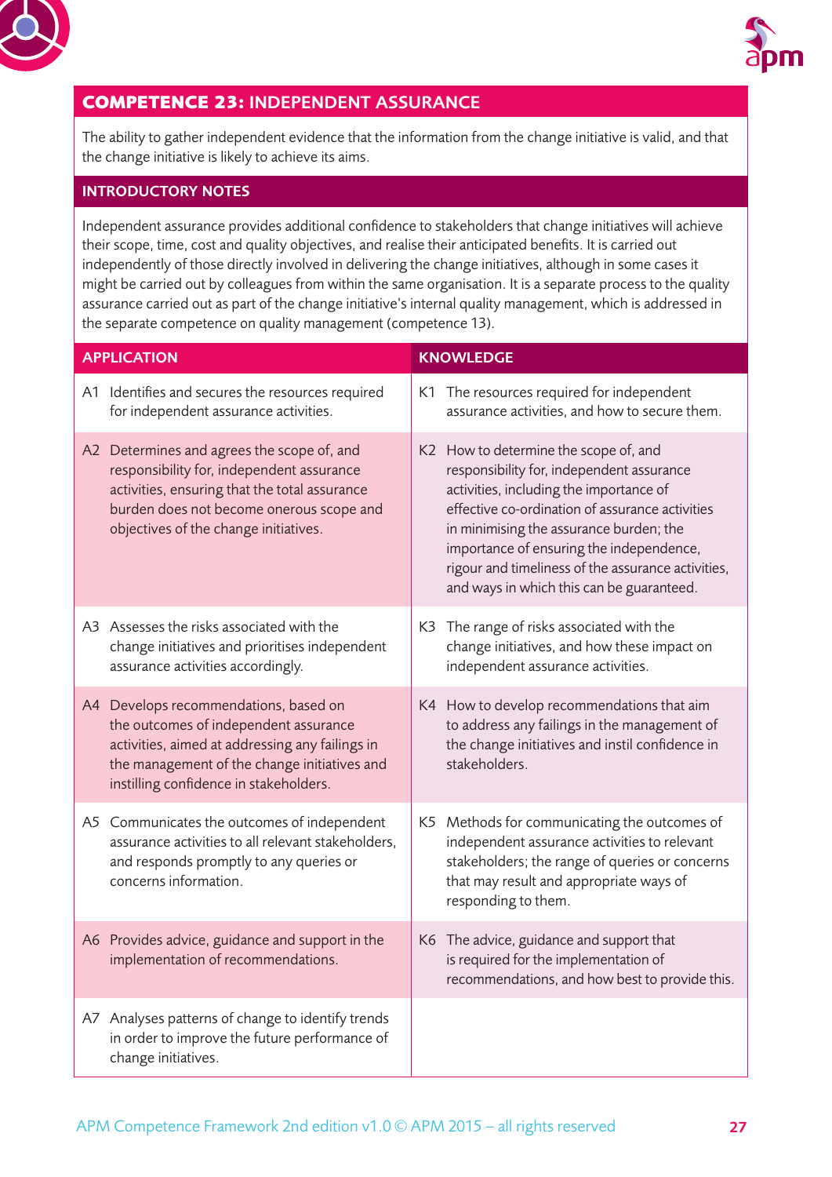## COMPETENCE 23: INDEPENDENT ASSURANCE

The ability to gather independent evidence that the information from the change initiative is valid, and that the change initiative is likely to achieve its aims.

### INTRODUCTORY NOTES

Independent assurance provides additional confidence to stakeholders that change initiatives will achieve their scope, time, cost and quality objectives, and realise their anticipated benefits. It is carried out independently of those directly involved in delivering the change initiatives, although in some cases it might be carried out by colleagues from within the same organisation. It is a separate process to the quality assurance carried out as part of the change initiative's internal quality management, which is addressed in the separate competence on quality management (competence 13).

| APPLICATION | KNOWLEDGE |
|---|---|
| A1 Identifies and secures the resources required for independent assurance activities. | K1 The resources required for independent assurance activities, and how to secure them. |
| A2 Determines and agrees the scope of, and responsibility for, independent assurance activities, ensuring that the total assurance burden does not become onerous scope and objectives of the change initiatives. | K2 How to determine the scope of, and responsibility for, independent assurance activities, including the importance of effective co-ordination of assurance activities in minimising the assurance burden; the importance of ensuring the independence, rigour and timeliness of the assurance activities, and ways in which this can be guaranteed. |
| A3 Assesses the risks associated with the change initiatives and prioritises independent assurance activities accordingly. | K3 The range of risks associated with the change initiatives, and how these impact on independent assurance activities. |
| A4 Develops recommendations, based on the outcomes of independent assurance activities, aimed at addressing any failings in the management of the change initiatives and instilling confidence in stakeholders. | K4 How to develop recommendations that aim to address any failings in the management of the change initiatives and instil confidence in stakeholders. |
| A5 Communicates the outcomes of independent assurance activities to all relevant stakeholders, and responds promptly to any queries or concerns information. | K5 Methods for communicating the outcomes of independent assurance activities to relevant stakeholders; the range of queries or concerns that may result and appropriate ways of responding to them. |
| A6 Provides advice, guidance and support in the implementation of recommendations. | K6 The advice, guidance and support that is required for the implementation of recommendations, and how best to provide this. |
| A7 Analyses patterns of change to identify trends in order to improve the future performance of change initiatives. | |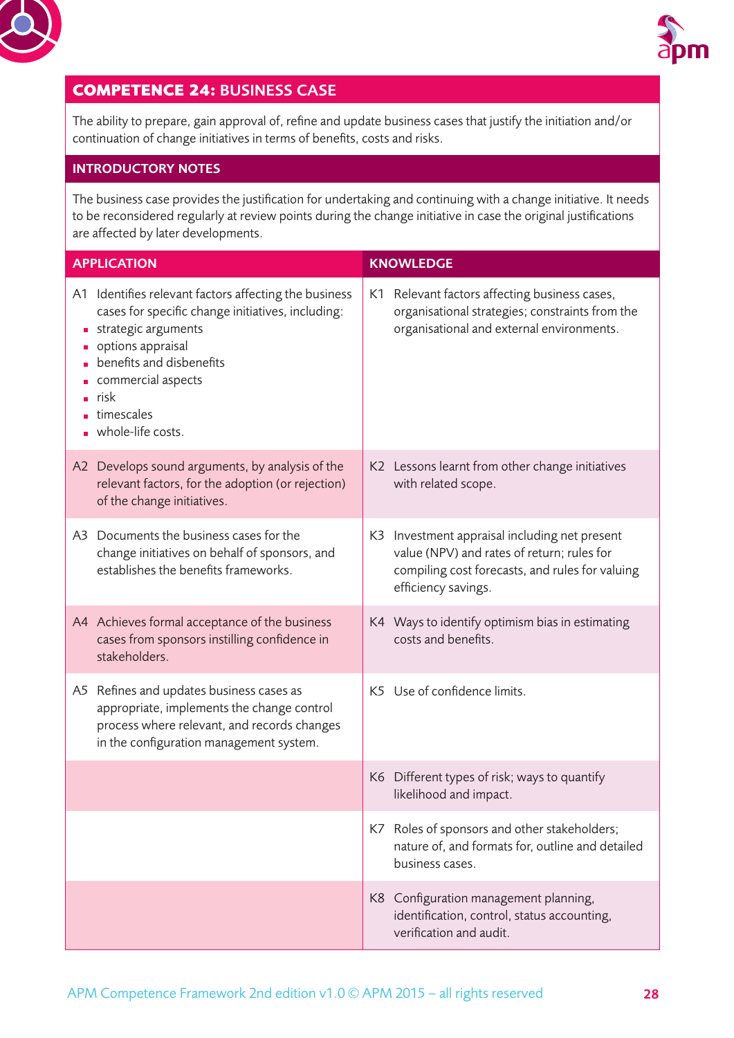## COMPETENCE 24: BUSINESS CASE

The ability to prepare, gain approval of, refine and update business cases that justify the initiation and/or continuation of change initiatives in terms of benefits, costs and risks.

### INTRODUCTORY NOTES

The business case provides the justification for undertaking and continuing with a change initiative. It needs to be reconsidered regularly at review points during the change initiative in case the original justifications are affected by later developments.

| APPLICATION | KNOWLEDGE |
|---|---|
| A1 Identifies relevant factors affecting the business cases for specific change initiatives, including:<br>- strategic arguments<br>- options appraisal<br>- benefits and disbenefits<br>- commercial aspects<br>- risk<br>- timescales<br>- whole-life costs. | K1 Relevant factors affecting business cases, organisational strategies; constraints from the organisational and external environments. |
| A2 Develops sound arguments, by analysis of the relevant factors, for the adoption (or rejection) of the change initiatives. | K2 Lessons learnt from other change initiatives with related scope. |
| A3 Documents the business cases for the change initiatives on behalf of sponsors, and establishes the benefits frameworks. | K3 Investment appraisal including net present value (NPV) and rates of return; rules for compiling cost forecasts, and rules for valuing efficiency savings. |
| A4 Achieves formal acceptance of the business cases from sponsors instilling confidence in stakeholders. | K4 Ways to identify optimism bias in estimating costs and benefits. |
| A5 Refines and updates business cases as appropriate, implements the change control process where relevant, and records changes in the configuration management system. | K5 Use of confidence limits. |
| | K6 Different types of risk; ways to quantify likelihood and impact. |
| | K7 Roles of sponsors and other stakeholders; nature of, and formats for, outline and detailed business cases. |
| | K8 Configuration management planning, identification, control, status accounting, verification and audit. |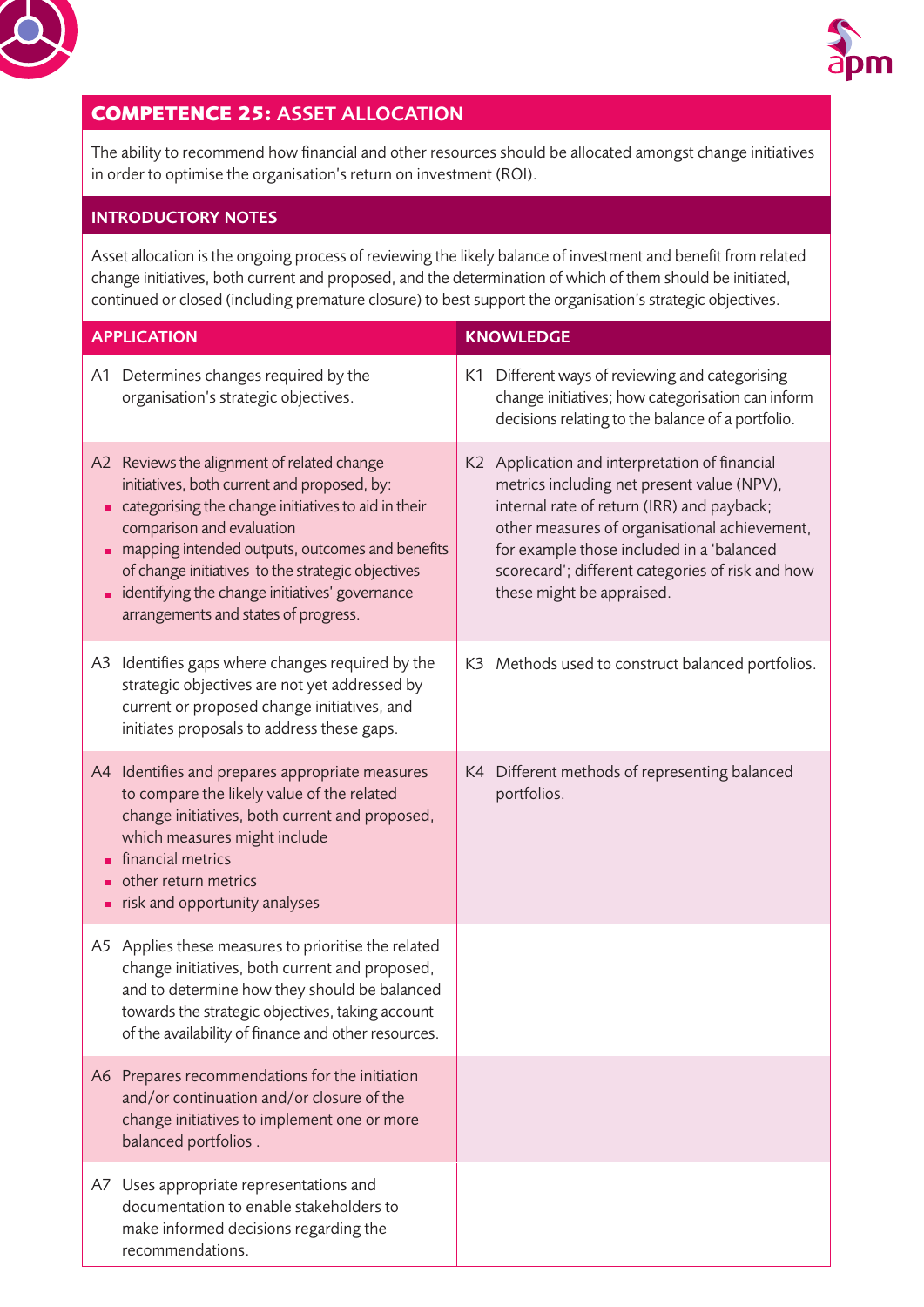## COMPETENCE 25: ASSET ALLOCATION

The ability to recommend how financial and other resources should be allocated amongst change initiatives in order to optimise the organisation's return on investment (ROI).

### INTRODUCTORY NOTES

Asset allocation is the ongoing process of reviewing the likely balance of investment and benefit from related change initiatives, both current and proposed, and the determination of which of them should be initiated, continued or closed (including premature closure) to best support the organisation's strategic objectives.

| APPLICATION | KNOWLEDGE |
|---|---|
| A1 Determines changes required by the organisation's strategic objectives. | K1 Different ways of reviewing and categorising change initiatives; how categorisation can inform decisions relating to the balance of a portfolio. |
| A2 Reviews the alignment of related change initiatives, both current and proposed, by:<br>▪ categorising the change initiatives to aid in their comparison and evaluation<br>▪ mapping intended outputs, outcomes and benefits of change initiatives to the strategic objectives<br>▪ identifying the change initiatives' governance arrangements and states of progress. | K2 Application and interpretation of financial metrics including net present value (NPV), internal rate of return (IRR) and payback; other measures of organisational achievement, for example those included in a 'balanced scorecard'; different categories of risk and how these might be appraised. |
| A3 Identifies gaps where changes required by the strategic objectives are not yet addressed by current or proposed change initiatives, and initiates proposals to address these gaps. | K3 Methods used to construct balanced portfolios. |
| A4 Identifies and prepares appropriate measures to compare the likely value of the related change initiatives, both current and proposed, which measures might include<br>▪ financial metrics<br>▪ other return metrics<br>▪ risk and opportunity analyses | K4 Different methods of representing balanced portfolios. |
| A5 Applies these measures to prioritise the related change initiatives, both current and proposed, and to determine how they should be balanced towards the strategic objectives, taking account of the availability of finance and other resources. | |
| A6 Prepares recommendations for the initiation and/or continuation and/or closure of the change initiatives to implement one or more balanced portfolios . | |
| A7 Uses appropriate representations and documentation to enable stakeholders to make informed decisions regarding the recommendations. | |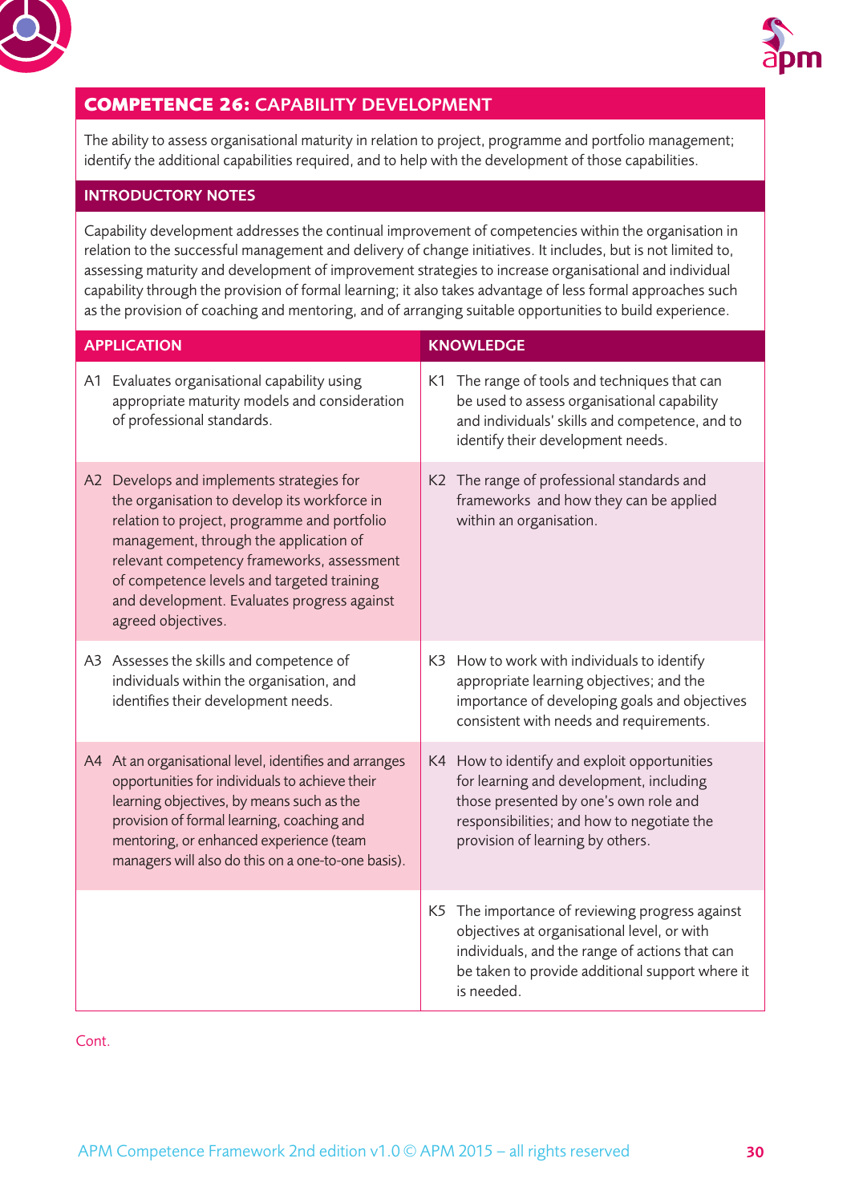## **COMPETENCE 26:** CAPABILITY DEVELOPMENT

The ability to assess organisational maturity in relation to project, programme and portfolio management; identify the additional capabilities required, and to help with the development of those capabilities.

### INTRODUCTORY NOTES

Capability development addresses the continual improvement of competencies within the organisation in relation to the successful management and delivery of change initiatives. It includes, but is not limited to, assessing maturity and development of improvement strategies to increase organisational and individual capability through the provision of formal learning; it also takes advantage of less formal approaches such as the provision of coaching and mentoring, and of arranging suitable opportunities to build experience.

| APPLICATION | KNOWLEDGE |
|---|---|
| A1 Evaluates organisational capability using appropriate maturity models and consideration of professional standards. | K1 The range of tools and techniques that can be used to assess organisational capability and individuals' skills and competence, and to identify their development needs. |
| A2 Develops and implements strategies for the organisation to develop its workforce in relation to project, programme and portfolio management, through the application of relevant competency frameworks, assessment of competence levels and targeted training and development. Evaluates progress against agreed objectives. | K2 The range of professional standards and frameworks and how they can be applied within an organisation. |
| A3 Assesses the skills and competence of individuals within the organisation, and identifies their development needs. | K3 How to work with individuals to identify appropriate learning objectives; and the importance of developing goals and objectives consistent with needs and requirements. |
| A4 At an organisational level, identifies and arranges opportunities for individuals to achieve their learning objectives, by means such as the provision of formal learning, coaching and mentoring, or enhanced experience (team managers will also do this on a one-to-one basis). | K4 How to identify and exploit opportunities for learning and development, including those presented by one's own role and responsibilities; and how to negotiate the provision of learning by others. |
| | K5 The importance of reviewing progress against objectives at organisational level, or with individuals, and the range of actions that can be taken to provide additional support where it is needed. |

Cont.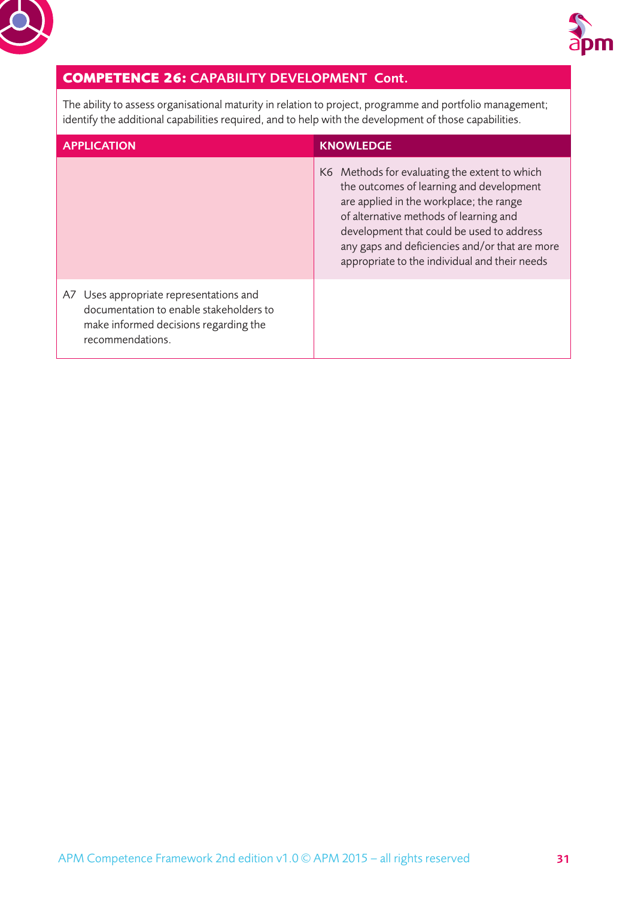## COMPETENCE 26: CAPABILITY DEVELOPMENT Cont.

The ability to assess organisational maturity in relation to project, programme and portfolio management; identify the additional capabilities required, and to help with the development of those capabilities.

| APPLICATION | KNOWLEDGE |
|---|---|
| | K6 Methods for evaluating the extent to which the outcomes of learning and development are applied in the workplace; the range of alternative methods of learning and development that could be used to address any gaps and deficiencies and/or that are more appropriate to the individual and their needs |
| A7 Uses appropriate representations and documentation to enable stakeholders to make informed decisions regarding the recommendations. | |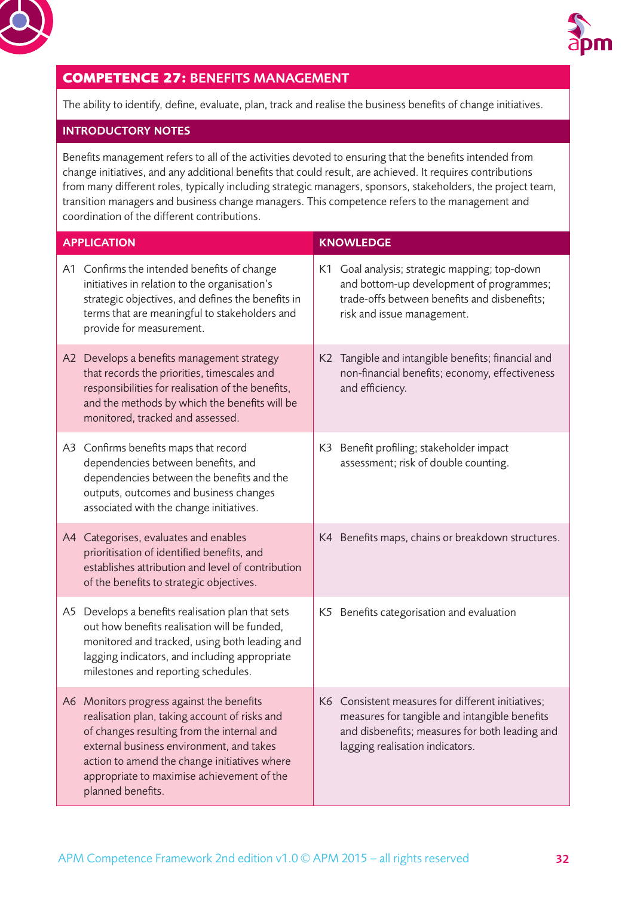## COMPETENCE 27: BENEFITS MANAGEMENT

The ability to identify, define, evaluate, plan, track and realise the business benefits of change initiatives.

### INTRODUCTORY NOTES

Benefits management refers to all of the activities devoted to ensuring that the benefits intended from change initiatives, and any additional benefits that could result, are achieved. It requires contributions from many different roles, typically including strategic managers, sponsors, stakeholders, the project team, transition managers and business change managers. This competence refers to the management and coordination of the different contributions.

| APPLICATION | KNOWLEDGE |
|---|---|
| A1 Confirms the intended benefits of change initiatives in relation to the organisation's strategic objectives, and defines the benefits in terms that are meaningful to stakeholders and provide for measurement. | K1 Goal analysis; strategic mapping; top-down and bottom-up development of programmes; trade-offs between benefits and disbenefits; risk and issue management. |
| A2 Develops a benefits management strategy that records the priorities, timescales and responsibilities for realisation of the benefits, and the methods by which the benefits will be monitored, tracked and assessed. | K2 Tangible and intangible benefits; financial and non-financial benefits; economy, effectiveness and efficiency. |
| A3 Confirms benefits maps that record dependencies between benefits, and dependencies between the benefits and the outputs, outcomes and business changes associated with the change initiatives. | K3 Benefit profiling; stakeholder impact assessment; risk of double counting. |
| A4 Categorises, evaluates and enables prioritisation of identified benefits, and establishes attribution and level of contribution of the benefits to strategic objectives. | K4 Benefits maps, chains or breakdown structures. |
| A5 Develops a benefits realisation plan that sets out how benefits realisation will be funded, monitored and tracked, using both leading and lagging indicators, and including appropriate milestones and reporting schedules. | K5 Benefits categorisation and evaluation |
| A6 Monitors progress against the benefits realisation plan, taking account of risks and of changes resulting from the internal and external business environment, and takes action to amend the change initiatives where appropriate to maximise achievement of the planned benefits. | K6 Consistent measures for different initiatives; measures for tangible and intangible benefits and disbenefits; measures for both leading and lagging realisation indicators. |